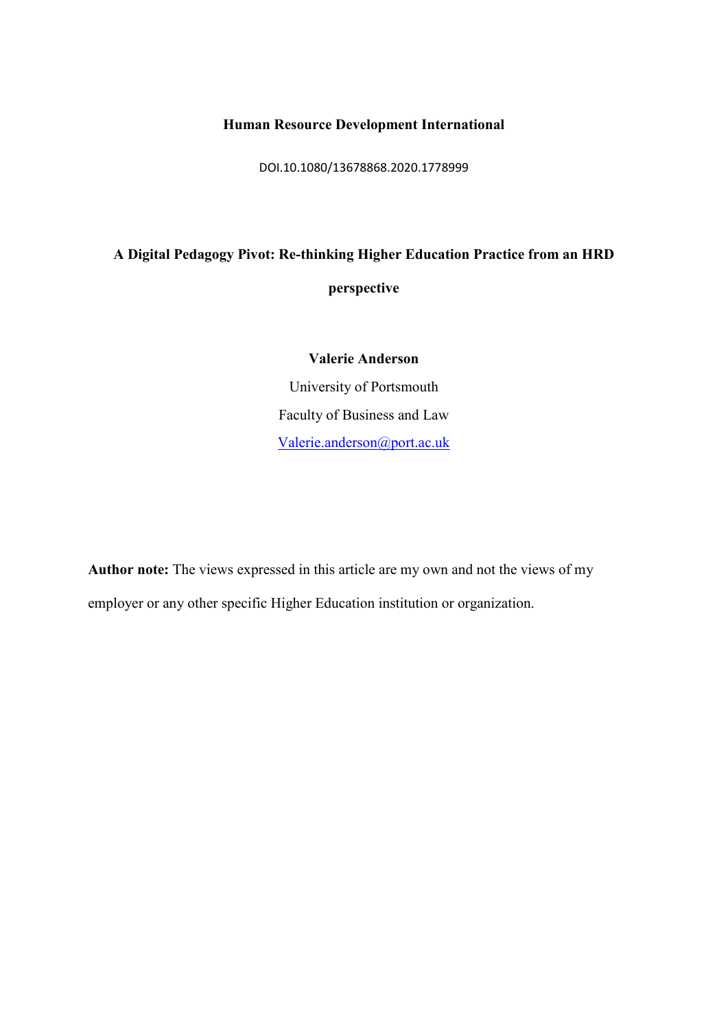**Human Resource Development International**

DOI.10.1080/13678868.2020.1778999

# A Digital Pedagogy Pivot: Re-thinking Higher Education Practice from an HRD perspective

**Valerie Anderson**

University of Portsmouth

Faculty of Business and Law

Valerie.anderson@port.ac.uk

**Author note:** The views expressed in this article are my own and not the views of my employer or any other specific Higher Education institution or organization.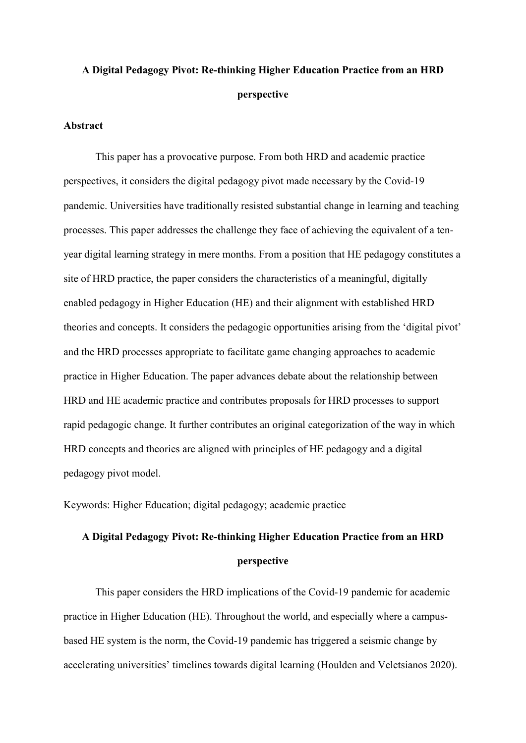# A Digital Pedagogy Pivot: Re-thinking Higher Education Practice from an HRD perspective

## Abstract

This paper has a provocative purpose. From both HRD and academic practice perspectives, it considers the digital pedagogy pivot made necessary by the Covid-19 pandemic. Universities have traditionally resisted substantial change in learning and teaching processes. This paper addresses the challenge they face of achieving the equivalent of a ten-year digital learning strategy in mere months. From a position that HE pedagogy constitutes a site of HRD practice, the paper considers the characteristics of a meaningful, digitally enabled pedagogy in Higher Education (HE) and their alignment with established HRD theories and concepts. It considers the pedagogic opportunities arising from the 'digital pivot' and the HRD processes appropriate to facilitate game changing approaches to academic practice in Higher Education. The paper advances debate about the relationship between HRD and HE academic practice and contributes proposals for HRD processes to support rapid pedagogic change. It further contributes an original categorization of the way in which HRD concepts and theories are aligned with principles of HE pedagogy and a digital pedagogy pivot model.

Keywords: Higher Education; digital pedagogy; academic practice

# A Digital Pedagogy Pivot: Re-thinking Higher Education Practice from an HRD perspective

This paper considers the HRD implications of the Covid-19 pandemic for academic practice in Higher Education (HE). Throughout the world, and especially where a campus-based HE system is the norm, the Covid-19 pandemic has triggered a seismic change by accelerating universities' timelines towards digital learning (Houlden and Veletsianos 2020).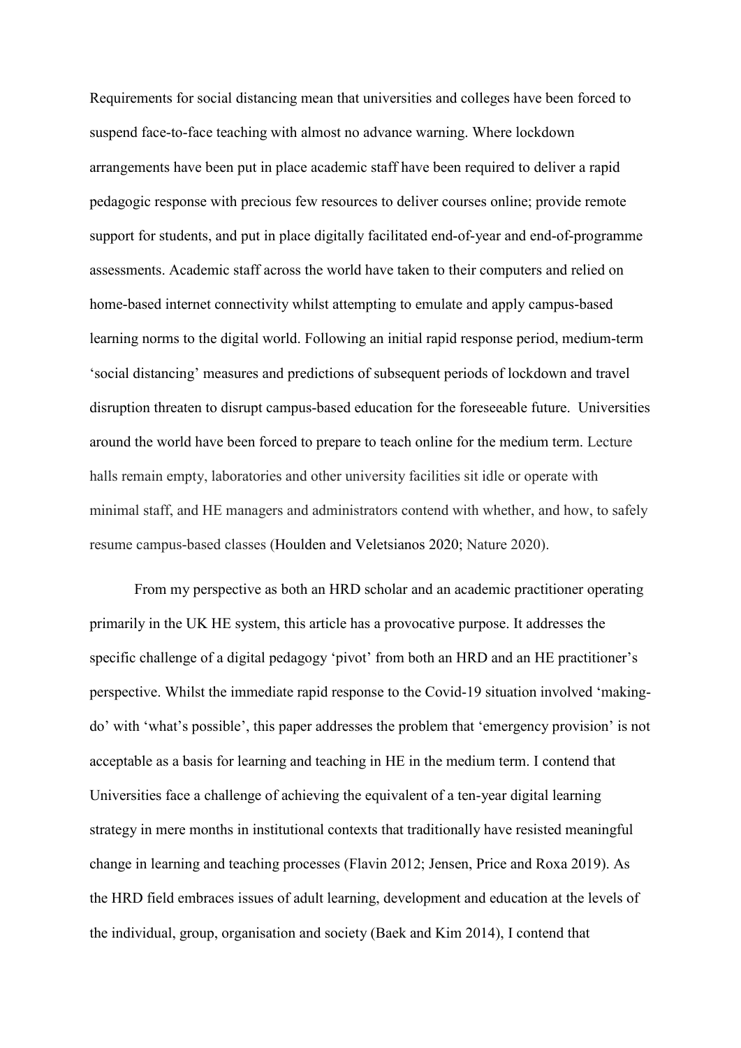Requirements for social distancing mean that universities and colleges have been forced to suspend face-to-face teaching with almost no advance warning. Where lockdown arrangements have been put in place academic staff have been required to deliver a rapid pedagogic response with precious few resources to deliver courses online; provide remote support for students, and put in place digitally facilitated end-of-year and end-of-programme assessments. Academic staff across the world have taken to their computers and relied on home-based internet connectivity whilst attempting to emulate and apply campus-based learning norms to the digital world. Following an initial rapid response period, medium-term 'social distancing' measures and predictions of subsequent periods of lockdown and travel disruption threaten to disrupt campus-based education for the foreseeable future. Universities around the world have been forced to prepare to teach online for the medium term. Lecture halls remain empty, laboratories and other university facilities sit idle or operate with minimal staff, and HE managers and administrators contend with whether, and how, to safely resume campus-based classes (Houlden and Veletsianos 2020; Nature 2020).

From my perspective as both an HRD scholar and an academic practitioner operating primarily in the UK HE system, this article has a provocative purpose. It addresses the specific challenge of a digital pedagogy 'pivot' from both an HRD and an HE practitioner's perspective. Whilst the immediate rapid response to the Covid-19 situation involved 'making-do' with 'what's possible', this paper addresses the problem that 'emergency provision' is not acceptable as a basis for learning and teaching in HE in the medium term. I contend that Universities face a challenge of achieving the equivalent of a ten-year digital learning strategy in mere months in institutional contexts that traditionally have resisted meaningful change in learning and teaching processes (Flavin 2012; Jensen, Price and Roxa 2019). As the HRD field embraces issues of adult learning, development and education at the levels of the individual, group, organisation and society (Baek and Kim 2014), I contend that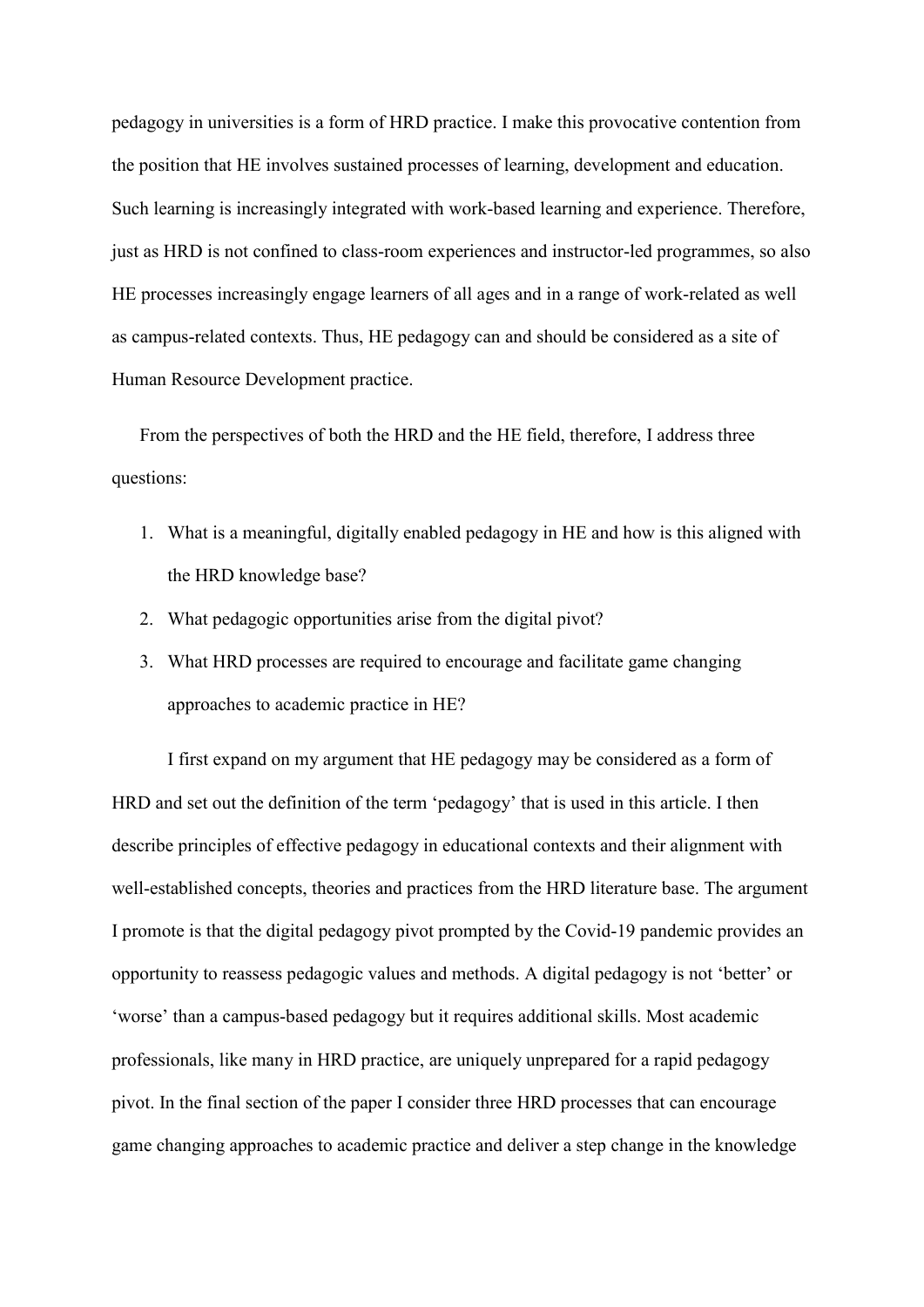pedagogy in universities is a form of HRD practice. I make this provocative contention from the position that HE involves sustained processes of learning, development and education. Such learning is increasingly integrated with work-based learning and experience. Therefore, just as HRD is not confined to class-room experiences and instructor-led programmes, so also HE processes increasingly engage learners of all ages and in a range of work-related as well as campus-related contexts. Thus, HE pedagogy can and should be considered as a site of Human Resource Development practice.

From the perspectives of both the HRD and the HE field, therefore, I address three questions:

1. What is a meaningful, digitally enabled pedagogy in HE and how is this aligned with the HRD knowledge base?
2. What pedagogic opportunities arise from the digital pivot?
3. What HRD processes are required to encourage and facilitate game changing approaches to academic practice in HE?

I first expand on my argument that HE pedagogy may be considered as a form of HRD and set out the definition of the term 'pedagogy' that is used in this article. I then describe principles of effective pedagogy in educational contexts and their alignment with well-established concepts, theories and practices from the HRD literature base. The argument I promote is that the digital pedagogy pivot prompted by the Covid-19 pandemic provides an opportunity to reassess pedagogic values and methods. A digital pedagogy is not 'better' or 'worse' than a campus-based pedagogy but it requires additional skills. Most academic professionals, like many in HRD practice, are uniquely unprepared for a rapid pedagogy pivot. In the final section of the paper I consider three HRD processes that can encourage game changing approaches to academic practice and deliver a step change in the knowledge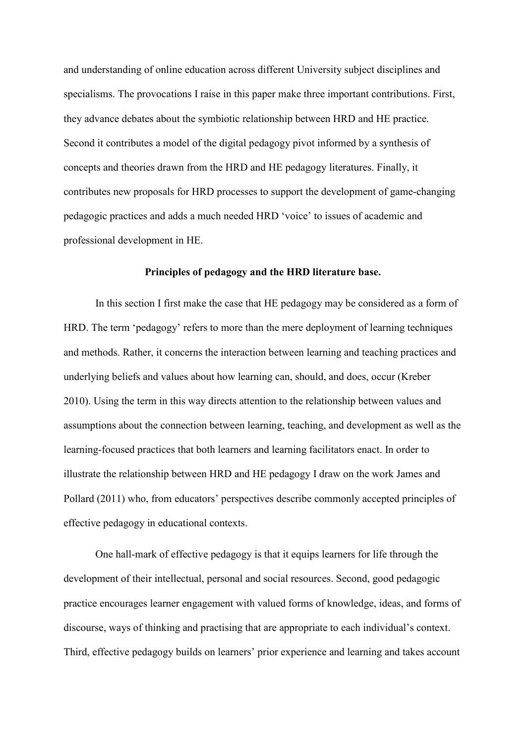and understanding of online education across different University subject disciplines and specialisms. The provocations I raise in this paper make three important contributions. First, they advance debates about the symbiotic relationship between HRD and HE practice. Second it contributes a model of the digital pedagogy pivot informed by a synthesis of concepts and theories drawn from the HRD and HE pedagogy literatures. Finally, it contributes new proposals for HRD processes to support the development of game-changing pedagogic practices and adds a much needed HRD 'voice' to issues of academic and professional development in HE.

## Principles of pedagogy and the HRD literature base.

In this section I first make the case that HE pedagogy may be considered as a form of HRD. The term 'pedagogy' refers to more than the mere deployment of learning techniques and methods. Rather, it concerns the interaction between learning and teaching practices and underlying beliefs and values about how learning can, should, and does, occur (Kreber 2010). Using the term in this way directs attention to the relationship between values and assumptions about the connection between learning, teaching, and development as well as the learning-focused practices that both learners and learning facilitators enact. In order to illustrate the relationship between HRD and HE pedagogy I draw on the work James and Pollard (2011) who, from educators' perspectives describe commonly accepted principles of effective pedagogy in educational contexts.

One hall-mark of effective pedagogy is that it equips learners for life through the development of their intellectual, personal and social resources. Second, good pedagogic practice encourages learner engagement with valued forms of knowledge, ideas, and forms of discourse, ways of thinking and practising that are appropriate to each individual's context. Third, effective pedagogy builds on learners' prior experience and learning and takes account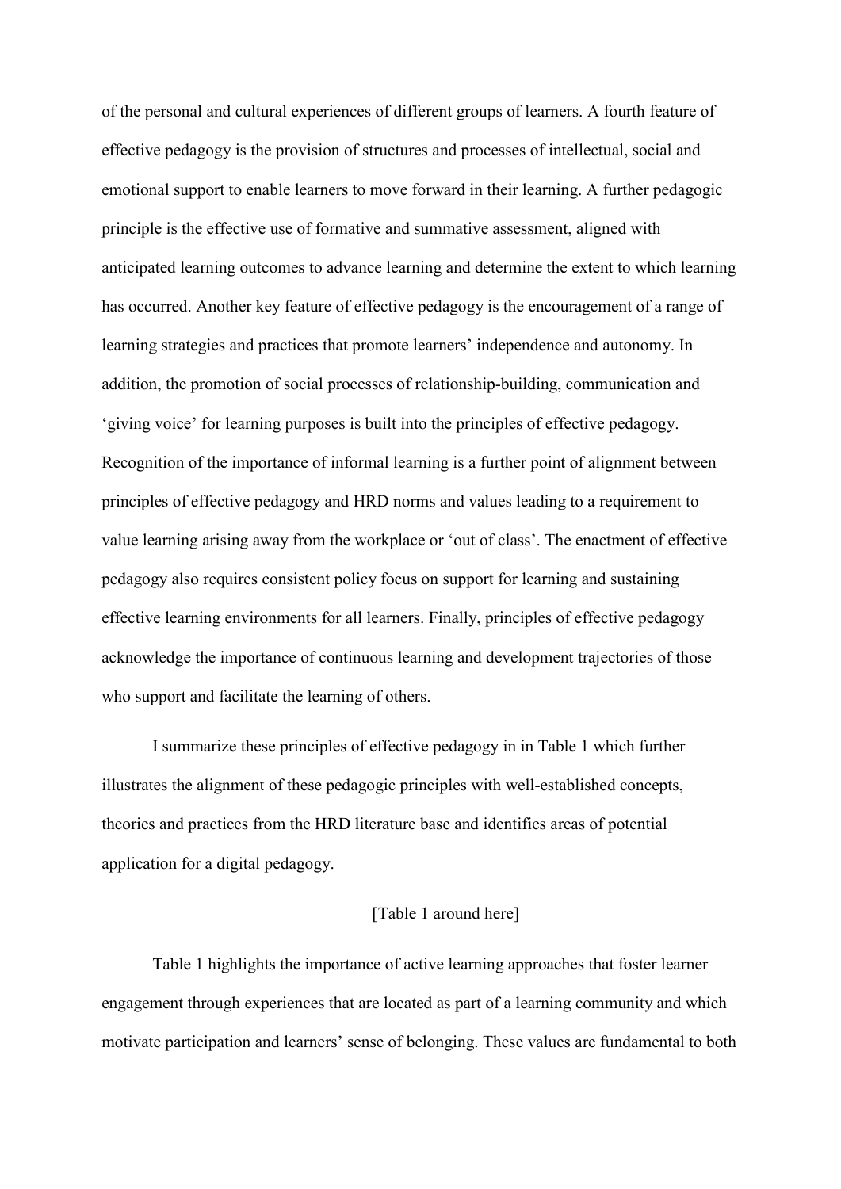of the personal and cultural experiences of different groups of learners. A fourth feature of effective pedagogy is the provision of structures and processes of intellectual, social and emotional support to enable learners to move forward in their learning. A further pedagogic principle is the effective use of formative and summative assessment, aligned with anticipated learning outcomes to advance learning and determine the extent to which learning has occurred. Another key feature of effective pedagogy is the encouragement of a range of learning strategies and practices that promote learners' independence and autonomy. In addition, the promotion of social processes of relationship-building, communication and 'giving voice' for learning purposes is built into the principles of effective pedagogy. Recognition of the importance of informal learning is a further point of alignment between principles of effective pedagogy and HRD norms and values leading to a requirement to value learning arising away from the workplace or 'out of class'. The enactment of effective pedagogy also requires consistent policy focus on support for learning and sustaining effective learning environments for all learners. Finally, principles of effective pedagogy acknowledge the importance of continuous learning and development trajectories of those who support and facilitate the learning of others.

I summarize these principles of effective pedagogy in in Table 1 which further illustrates the alignment of these pedagogic principles with well-established concepts, theories and practices from the HRD literature base and identifies areas of potential application for a digital pedagogy.

[Table 1 around here]

Table 1 highlights the importance of active learning approaches that foster learner engagement through experiences that are located as part of a learning community and which motivate participation and learners' sense of belonging. These values are fundamental to both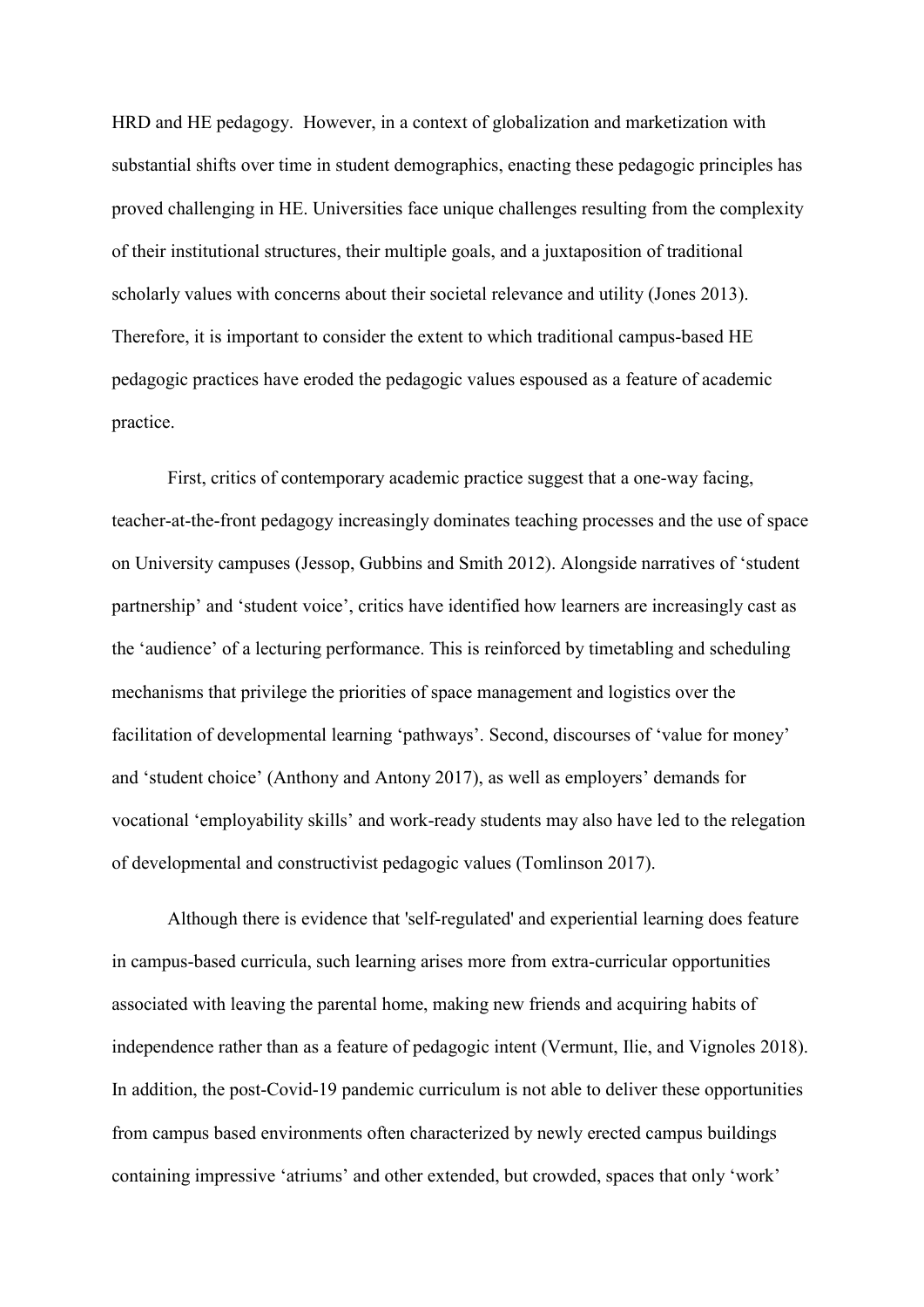HRD and HE pedagogy. However, in a context of globalization and marketization with substantial shifts over time in student demographics, enacting these pedagogic principles has proved challenging in HE. Universities face unique challenges resulting from the complexity of their institutional structures, their multiple goals, and a juxtaposition of traditional scholarly values with concerns about their societal relevance and utility (Jones 2013). Therefore, it is important to consider the extent to which traditional campus-based HE pedagogic practices have eroded the pedagogic values espoused as a feature of academic practice.

First, critics of contemporary academic practice suggest that a one-way facing, teacher-at-the-front pedagogy increasingly dominates teaching processes and the use of space on University campuses (Jessop, Gubbins and Smith 2012). Alongside narratives of 'student partnership' and 'student voice', critics have identified how learners are increasingly cast as the 'audience' of a lecturing performance. This is reinforced by timetabling and scheduling mechanisms that privilege the priorities of space management and logistics over the facilitation of developmental learning 'pathways'. Second, discourses of 'value for money' and 'student choice' (Anthony and Antony 2017), as well as employers' demands for vocational 'employability skills' and work-ready students may also have led to the relegation of developmental and constructivist pedagogic values (Tomlinson 2017).

Although there is evidence that 'self-regulated' and experiential learning does feature in campus-based curricula, such learning arises more from extra-curricular opportunities associated with leaving the parental home, making new friends and acquiring habits of independence rather than as a feature of pedagogic intent (Vermunt, Ilie, and Vignoles 2018). In addition, the post-Covid-19 pandemic curriculum is not able to deliver these opportunities from campus based environments often characterized by newly erected campus buildings containing impressive 'atriums' and other extended, but crowded, spaces that only 'work'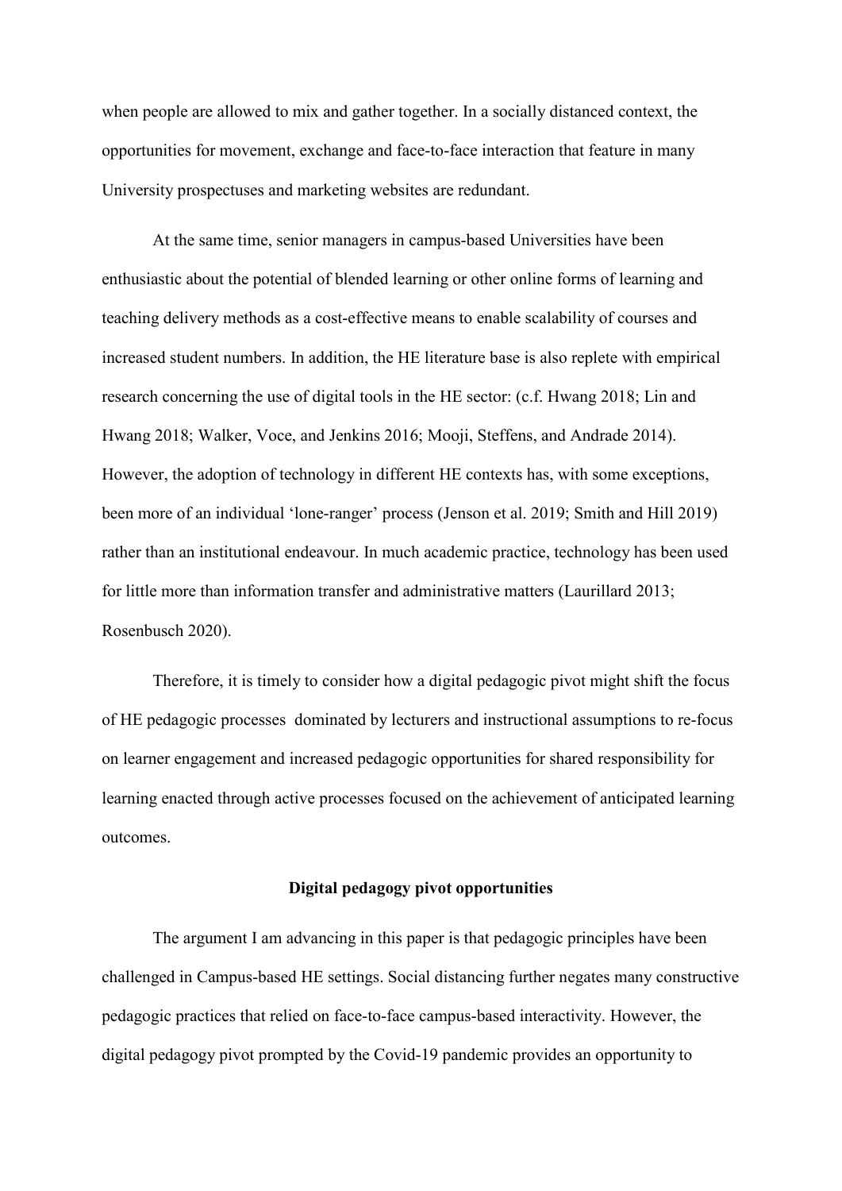when people are allowed to mix and gather together. In a socially distanced context, the opportunities for movement, exchange and face-to-face interaction that feature in many University prospectuses and marketing websites are redundant.

At the same time, senior managers in campus-based Universities have been enthusiastic about the potential of blended learning or other online forms of learning and teaching delivery methods as a cost-effective means to enable scalability of courses and increased student numbers. In addition, the HE literature base is also replete with empirical research concerning the use of digital tools in the HE sector: (c.f. Hwang 2018; Lin and Hwang 2018; Walker, Voce, and Jenkins 2016; Mooji, Steffens, and Andrade 2014). However, the adoption of technology in different HE contexts has, with some exceptions, been more of an individual 'lone-ranger' process (Jenson et al. 2019; Smith and Hill 2019) rather than an institutional endeavour. In much academic practice, technology has been used for little more than information transfer and administrative matters (Laurillard 2013; Rosenbusch 2020).

Therefore, it is timely to consider how a digital pedagogic pivot might shift the focus of HE pedagogic processes dominated by lecturers and instructional assumptions to re-focus on learner engagement and increased pedagogic opportunities for shared responsibility for learning enacted through active processes focused on the achievement of anticipated learning outcomes.

## Digital pedagogy pivot opportunities

The argument I am advancing in this paper is that pedagogic principles have been challenged in Campus-based HE settings. Social distancing further negates many constructive pedagogic practices that relied on face-to-face campus-based interactivity. However, the digital pedagogy pivot prompted by the Covid-19 pandemic provides an opportunity to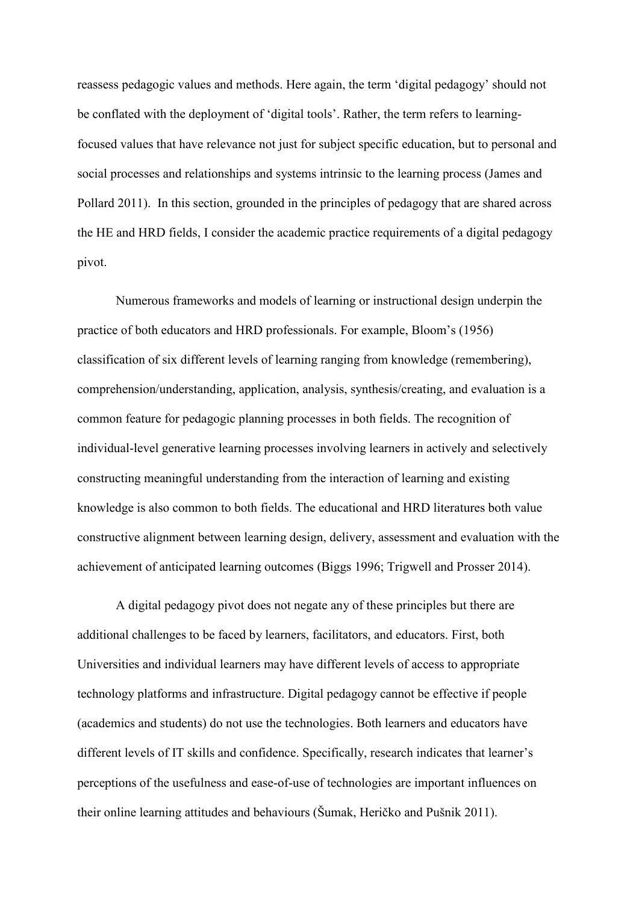reassess pedagogic values and methods. Here again, the term 'digital pedagogy' should not be conflated with the deployment of 'digital tools'. Rather, the term refers to learning-focused values that have relevance not just for subject specific education, but to personal and social processes and relationships and systems intrinsic to the learning process (James and Pollard 2011). In this section, grounded in the principles of pedagogy that are shared across the HE and HRD fields, I consider the academic practice requirements of a digital pedagogy pivot.

Numerous frameworks and models of learning or instructional design underpin the practice of both educators and HRD professionals. For example, Bloom's (1956) classification of six different levels of learning ranging from knowledge (remembering), comprehension/understanding, application, analysis, synthesis/creating, and evaluation is a common feature for pedagogic planning processes in both fields. The recognition of individual-level generative learning processes involving learners in actively and selectively constructing meaningful understanding from the interaction of learning and existing knowledge is also common to both fields. The educational and HRD literatures both value constructive alignment between learning design, delivery, assessment and evaluation with the achievement of anticipated learning outcomes (Biggs 1996; Trigwell and Prosser 2014).

A digital pedagogy pivot does not negate any of these principles but there are additional challenges to be faced by learners, facilitators, and educators. First, both Universities and individual learners may have different levels of access to appropriate technology platforms and infrastructure. Digital pedagogy cannot be effective if people (academics and students) do not use the technologies. Both learners and educators have different levels of IT skills and confidence. Specifically, research indicates that learner's perceptions of the usefulness and ease-of-use of technologies are important influences on their online learning attitudes and behaviours (Šumak, Heričko and Pušnik 2011).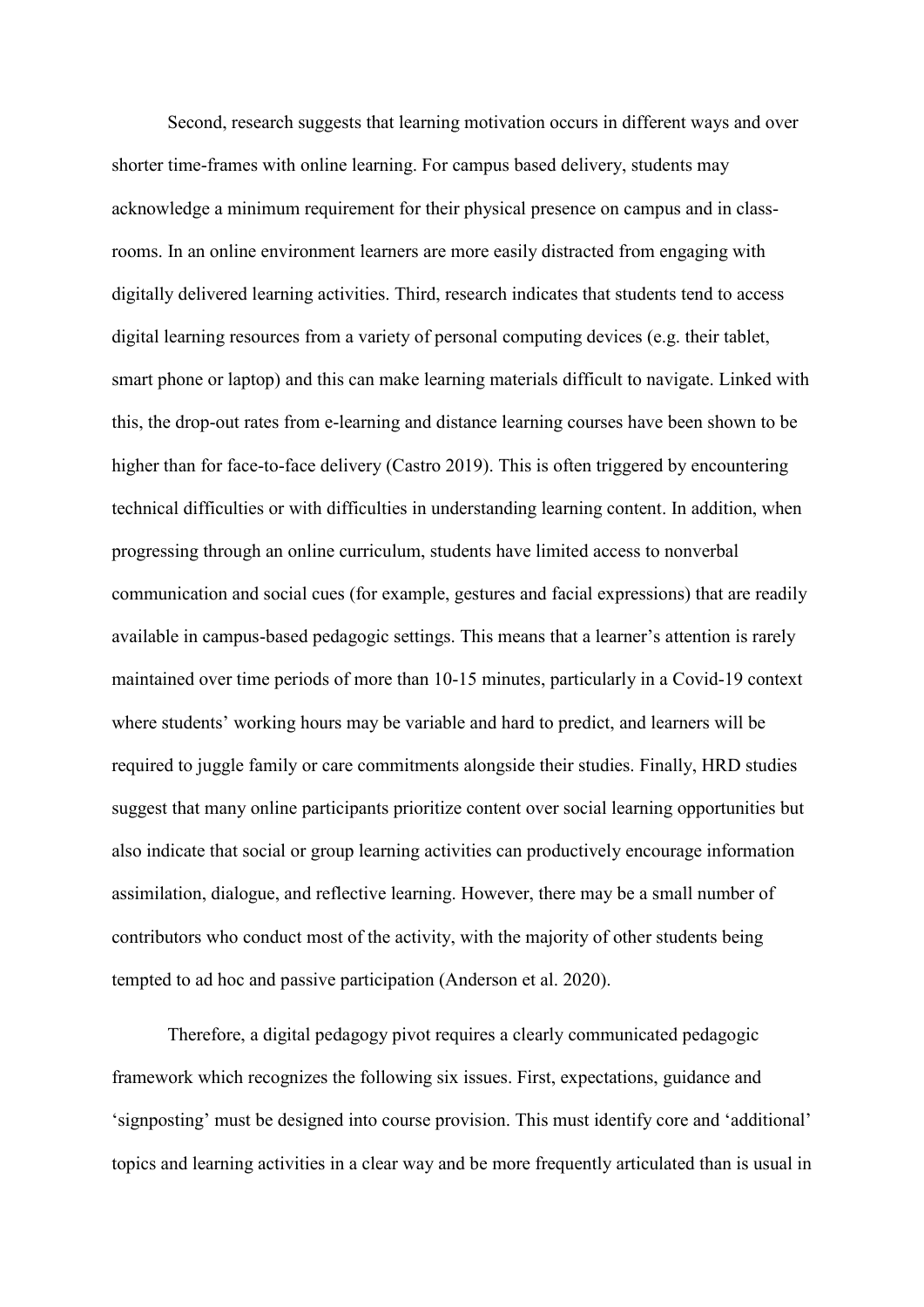Second, research suggests that learning motivation occurs in different ways and over shorter time-frames with online learning. For campus based delivery, students may acknowledge a minimum requirement for their physical presence on campus and in class-rooms. In an online environment learners are more easily distracted from engaging with digitally delivered learning activities. Third, research indicates that students tend to access digital learning resources from a variety of personal computing devices (e.g. their tablet, smart phone or laptop) and this can make learning materials difficult to navigate. Linked with this, the drop-out rates from e-learning and distance learning courses have been shown to be higher than for face-to-face delivery (Castro 2019). This is often triggered by encountering technical difficulties or with difficulties in understanding learning content. In addition, when progressing through an online curriculum, students have limited access to nonverbal communication and social cues (for example, gestures and facial expressions) that are readily available in campus-based pedagogic settings. This means that a learner's attention is rarely maintained over time periods of more than 10-15 minutes, particularly in a Covid-19 context where students' working hours may be variable and hard to predict, and learners will be required to juggle family or care commitments alongside their studies. Finally, HRD studies suggest that many online participants prioritize content over social learning opportunities but also indicate that social or group learning activities can productively encourage information assimilation, dialogue, and reflective learning. However, there may be a small number of contributors who conduct most of the activity, with the majority of other students being tempted to ad hoc and passive participation (Anderson et al. 2020).

Therefore, a digital pedagogy pivot requires a clearly communicated pedagogic framework which recognizes the following six issues. First, expectations, guidance and 'signposting' must be designed into course provision. This must identify core and 'additional' topics and learning activities in a clear way and be more frequently articulated than is usual in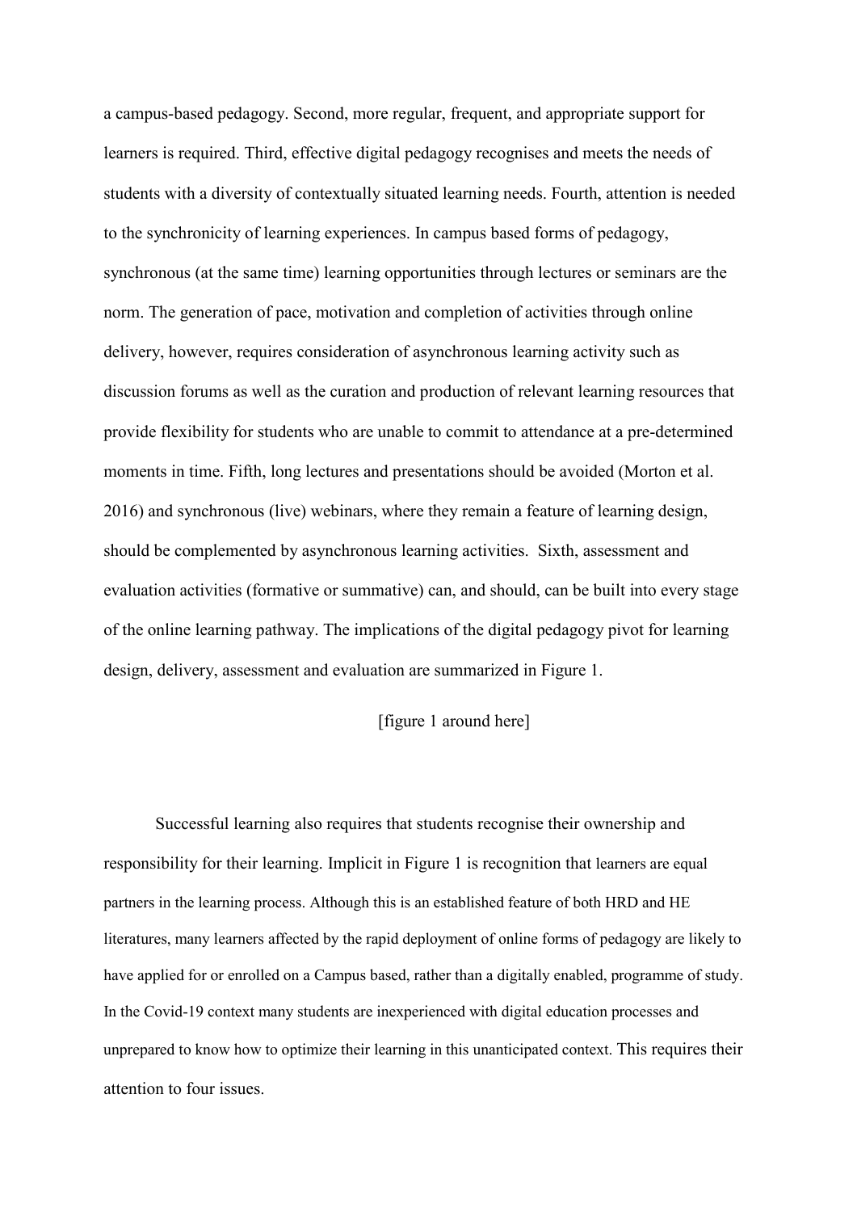a campus-based pedagogy. Second, more regular, frequent, and appropriate support for learners is required. Third, effective digital pedagogy recognises and meets the needs of students with a diversity of contextually situated learning needs. Fourth, attention is needed to the synchronicity of learning experiences. In campus based forms of pedagogy, synchronous (at the same time) learning opportunities through lectures or seminars are the norm. The generation of pace, motivation and completion of activities through online delivery, however, requires consideration of asynchronous learning activity such as discussion forums as well as the curation and production of relevant learning resources that provide flexibility for students who are unable to commit to attendance at a pre-determined moments in time. Fifth, long lectures and presentations should be avoided (Morton et al. 2016) and synchronous (live) webinars, where they remain a feature of learning design, should be complemented by asynchronous learning activities. Sixth, assessment and evaluation activities (formative or summative) can, and should, can be built into every stage of the online learning pathway. The implications of the digital pedagogy pivot for learning design, delivery, assessment and evaluation are summarized in Figure 1.

[figure 1 around here]

Successful learning also requires that students recognise their ownership and responsibility for their learning. Implicit in Figure 1 is recognition that learners are equal partners in the learning process. Although this is an established feature of both HRD and HE literatures, many learners affected by the rapid deployment of online forms of pedagogy are likely to have applied for or enrolled on a Campus based, rather than a digitally enabled, programme of study. In the Covid-19 context many students are inexperienced with digital education processes and unprepared to know how to optimize their learning in this unanticipated context. This requires their attention to four issues.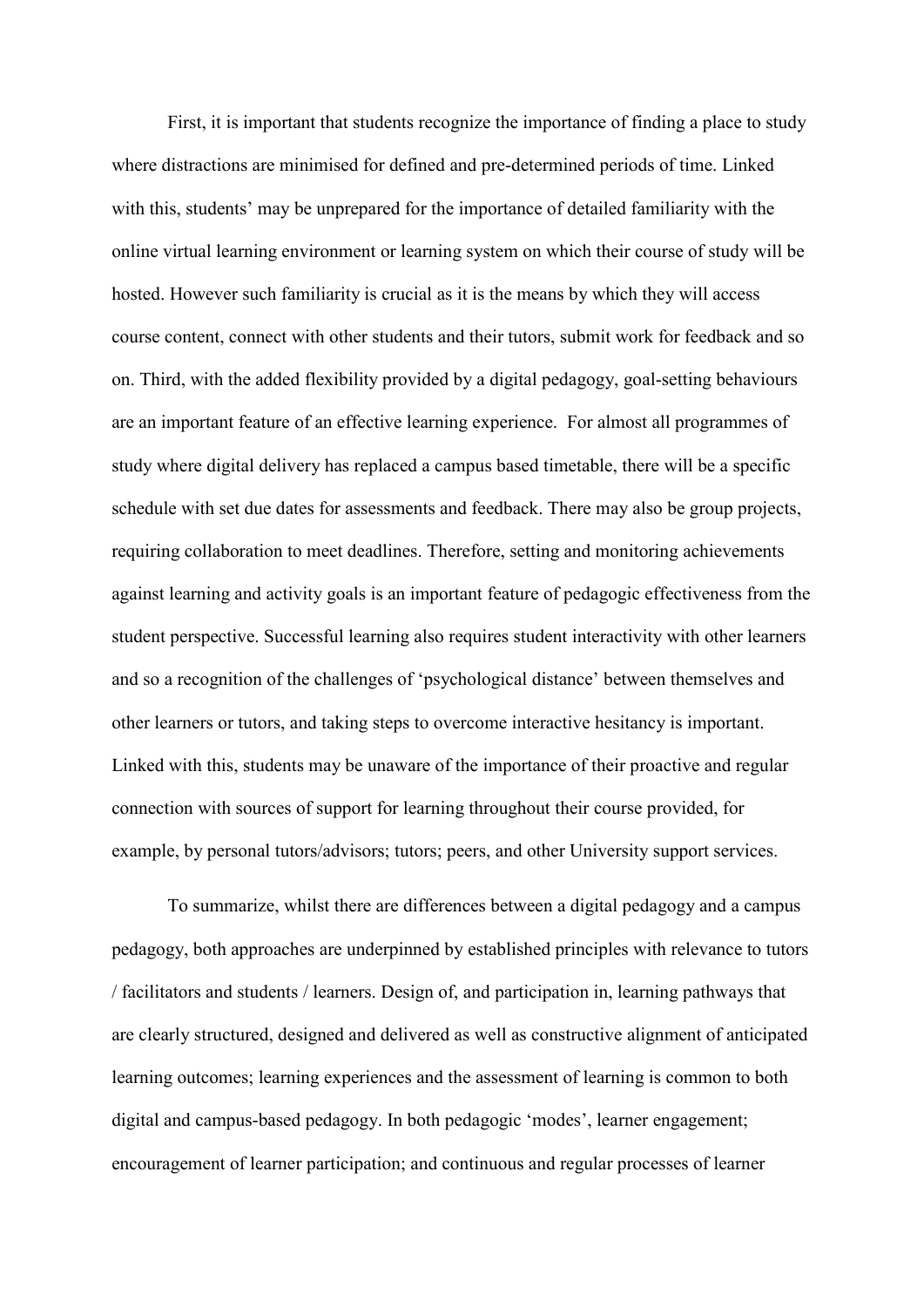First, it is important that students recognize the importance of finding a place to study where distractions are minimised for defined and pre-determined periods of time. Linked with this, students' may be unprepared for the importance of detailed familiarity with the online virtual learning environment or learning system on which their course of study will be hosted. However such familiarity is crucial as it is the means by which they will access course content, connect with other students and their tutors, submit work for feedback and so on. Third, with the added flexibility provided by a digital pedagogy, goal-setting behaviours are an important feature of an effective learning experience. For almost all programmes of study where digital delivery has replaced a campus based timetable, there will be a specific schedule with set due dates for assessments and feedback. There may also be group projects, requiring collaboration to meet deadlines. Therefore, setting and monitoring achievements against learning and activity goals is an important feature of pedagogic effectiveness from the student perspective. Successful learning also requires student interactivity with other learners and so a recognition of the challenges of 'psychological distance' between themselves and other learners or tutors, and taking steps to overcome interactive hesitancy is important. Linked with this, students may be unaware of the importance of their proactive and regular connection with sources of support for learning throughout their course provided, for example, by personal tutors/advisors; tutors; peers, and other University support services.

To summarize, whilst there are differences between a digital pedagogy and a campus pedagogy, both approaches are underpinned by established principles with relevance to tutors / facilitators and students / learners. Design of, and participation in, learning pathways that are clearly structured, designed and delivered as well as constructive alignment of anticipated learning outcomes; learning experiences and the assessment of learning is common to both digital and campus-based pedagogy. In both pedagogic 'modes', learner engagement; encouragement of learner participation; and continuous and regular processes of learner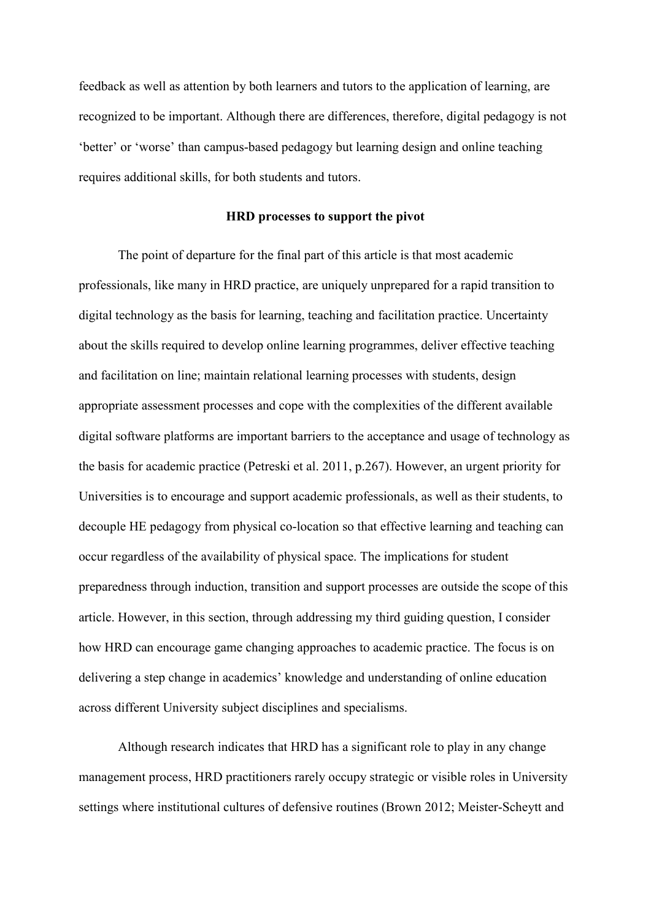feedback as well as attention by both learners and tutors to the application of learning, are recognized to be important. Although there are differences, therefore, digital pedagogy is not 'better' or 'worse' than campus-based pedagogy but learning design and online teaching requires additional skills, for both students and tutors.

## HRD processes to support the pivot

The point of departure for the final part of this article is that most academic professionals, like many in HRD practice, are uniquely unprepared for a rapid transition to digital technology as the basis for learning, teaching and facilitation practice. Uncertainty about the skills required to develop online learning programmes, deliver effective teaching and facilitation on line; maintain relational learning processes with students, design appropriate assessment processes and cope with the complexities of the different available digital software platforms are important barriers to the acceptance and usage of technology as the basis for academic practice (Petreski et al. 2011, p.267). However, an urgent priority for Universities is to encourage and support academic professionals, as well as their students, to decouple HE pedagogy from physical co-location so that effective learning and teaching can occur regardless of the availability of physical space. The implications for student preparedness through induction, transition and support processes are outside the scope of this article. However, in this section, through addressing my third guiding question, I consider how HRD can encourage game changing approaches to academic practice. The focus is on delivering a step change in academics' knowledge and understanding of online education across different University subject disciplines and specialisms.

Although research indicates that HRD has a significant role to play in any change management process, HRD practitioners rarely occupy strategic or visible roles in University settings where institutional cultures of defensive routines (Brown 2012; Meister-Scheytt and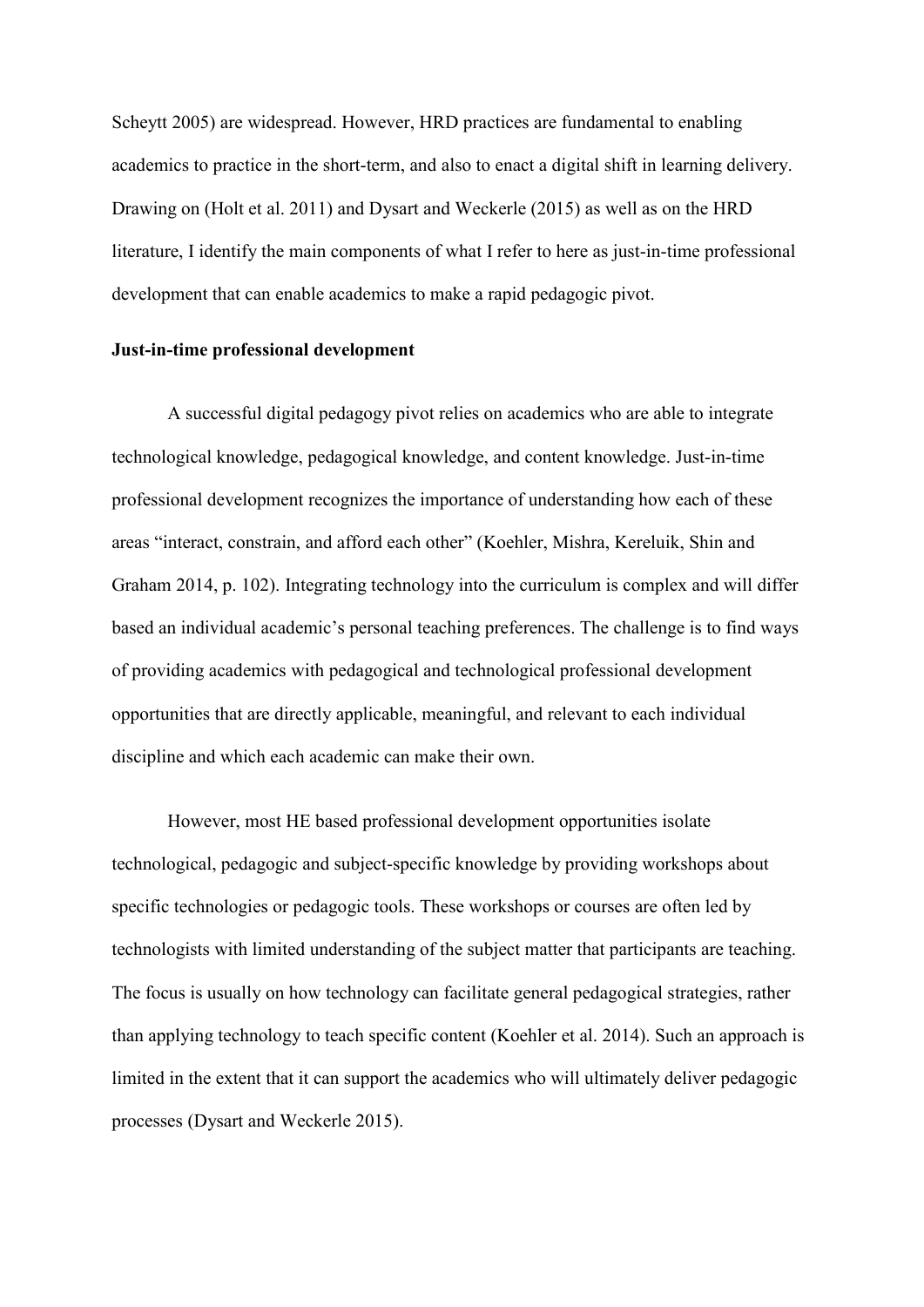Scheytt 2005) are widespread. However, HRD practices are fundamental to enabling academics to practice in the short-term, and also to enact a digital shift in learning delivery. Drawing on (Holt et al. 2011) and Dysart and Weckerle (2015) as well as on the HRD literature, I identify the main components of what I refer to here as just-in-time professional development that can enable academics to make a rapid pedagogic pivot.

**Just-in-time professional development**

A successful digital pedagogy pivot relies on academics who are able to integrate technological knowledge, pedagogical knowledge, and content knowledge. Just-in-time professional development recognizes the importance of understanding how each of these areas "interact, constrain, and afford each other" (Koehler, Mishra, Kereluik, Shin and Graham 2014, p. 102). Integrating technology into the curriculum is complex and will differ based an individual academic's personal teaching preferences. The challenge is to find ways of providing academics with pedagogical and technological professional development opportunities that are directly applicable, meaningful, and relevant to each individual discipline and which each academic can make their own.

However, most HE based professional development opportunities isolate technological, pedagogic and subject-specific knowledge by providing workshops about specific technologies or pedagogic tools. These workshops or courses are often led by technologists with limited understanding of the subject matter that participants are teaching. The focus is usually on how technology can facilitate general pedagogical strategies, rather than applying technology to teach specific content (Koehler et al. 2014). Such an approach is limited in the extent that it can support the academics who will ultimately deliver pedagogic processes (Dysart and Weckerle 2015).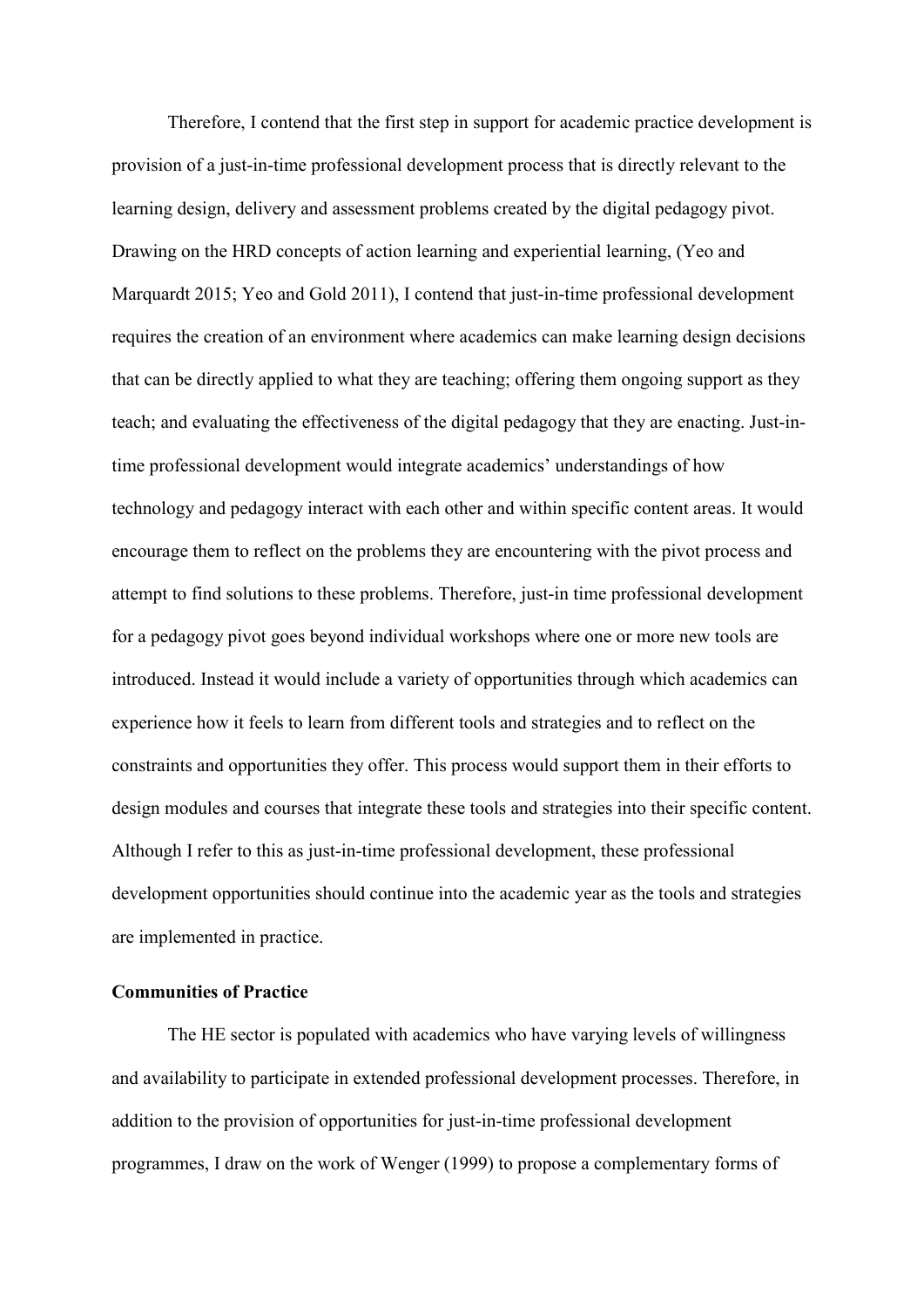Therefore, I contend that the first step in support for academic practice development is provision of a just-in-time professional development process that is directly relevant to the learning design, delivery and assessment problems created by the digital pedagogy pivot. Drawing on the HRD concepts of action learning and experiential learning, (Yeo and Marquardt 2015; Yeo and Gold 2011), I contend that just-in-time professional development requires the creation of an environment where academics can make learning design decisions that can be directly applied to what they are teaching; offering them ongoing support as they teach; and evaluating the effectiveness of the digital pedagogy that they are enacting. Just-in-time professional development would integrate academics' understandings of how technology and pedagogy interact with each other and within specific content areas. It would encourage them to reflect on the problems they are encountering with the pivot process and attempt to find solutions to these problems. Therefore, just-in time professional development for a pedagogy pivot goes beyond individual workshops where one or more new tools are introduced. Instead it would include a variety of opportunities through which academics can experience how it feels to learn from different tools and strategies and to reflect on the constraints and opportunities they offer. This process would support them in their efforts to design modules and courses that integrate these tools and strategies into their specific content. Although I refer to this as just-in-time professional development, these professional development opportunities should continue into the academic year as the tools and strategies are implemented in practice.

**Communities of Practice**

The HE sector is populated with academics who have varying levels of willingness and availability to participate in extended professional development processes. Therefore, in addition to the provision of opportunities for just-in-time professional development programmes, I draw on the work of Wenger (1999) to propose a complementary forms of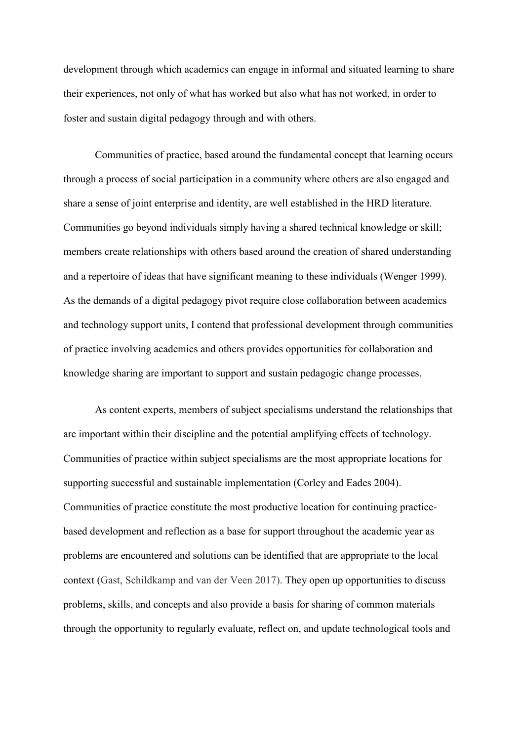development through which academics can engage in informal and situated learning to share their experiences, not only of what has worked but also what has not worked, in order to foster and sustain digital pedagogy through and with others.

Communities of practice, based around the fundamental concept that learning occurs through a process of social participation in a community where others are also engaged and share a sense of joint enterprise and identity, are well established in the HRD literature. Communities go beyond individuals simply having a shared technical knowledge or skill; members create relationships with others based around the creation of shared understanding and a repertoire of ideas that have significant meaning to these individuals (Wenger 1999). As the demands of a digital pedagogy pivot require close collaboration between academics and technology support units, I contend that professional development through communities of practice involving academics and others provides opportunities for collaboration and knowledge sharing are important to support and sustain pedagogic change processes.

As content experts, members of subject specialisms understand the relationships that are important within their discipline and the potential amplifying effects of technology. Communities of practice within subject specialisms are the most appropriate locations for supporting successful and sustainable implementation (Corley and Eades 2004). Communities of practice constitute the most productive location for continuing practice-based development and reflection as a base for support throughout the academic year as problems are encountered and solutions can be identified that are appropriate to the local context (Gast, Schildkamp and van der Veen 2017). They open up opportunities to discuss problems, skills, and concepts and also provide a basis for sharing of common materials through the opportunity to regularly evaluate, reflect on, and update technological tools and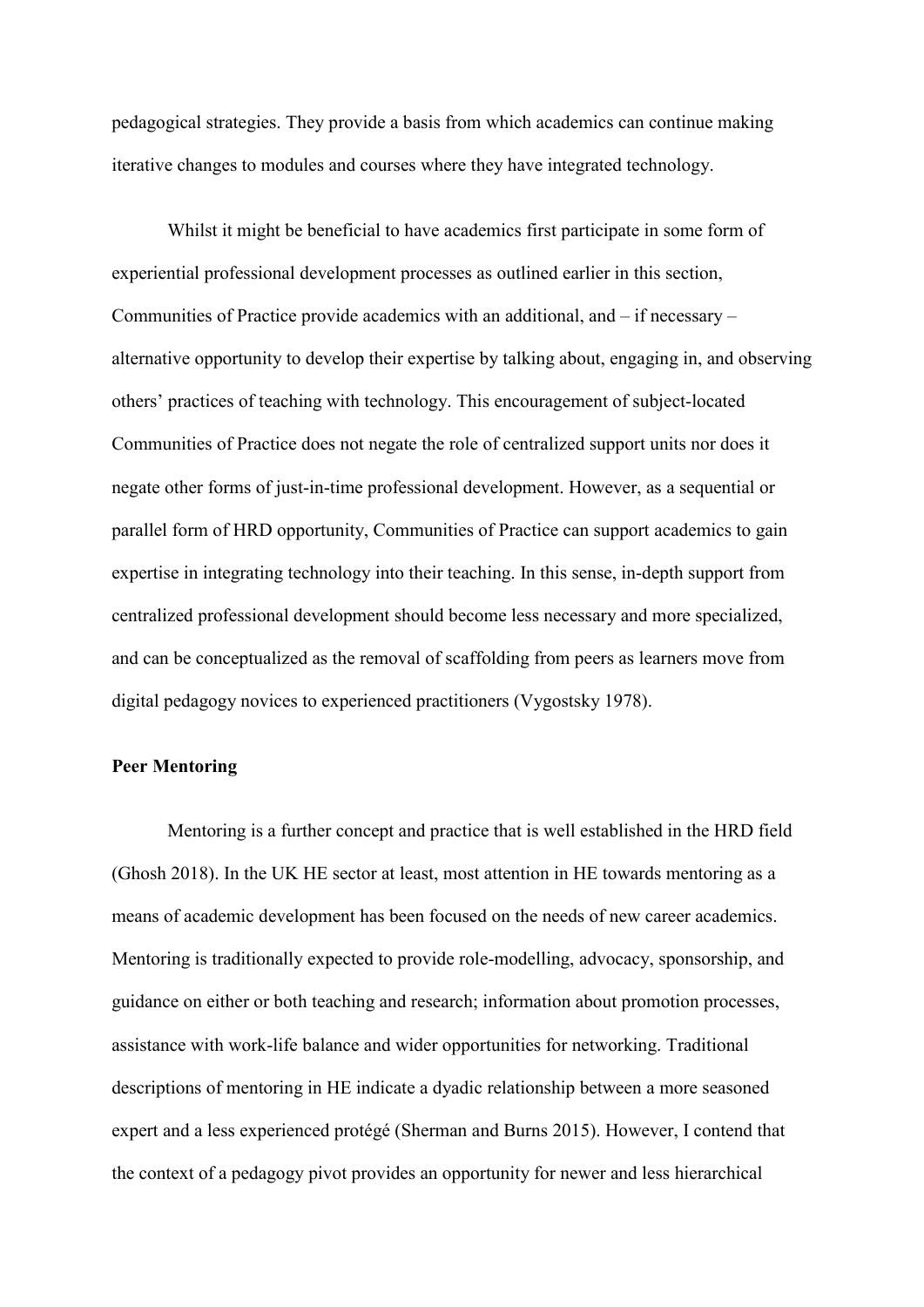pedagogical strategies. They provide a basis from which academics can continue making iterative changes to modules and courses where they have integrated technology.

Whilst it might be beneficial to have academics first participate in some form of experiential professional development processes as outlined earlier in this section, Communities of Practice provide academics with an additional, and – if necessary – alternative opportunity to develop their expertise by talking about, engaging in, and observing others' practices of teaching with technology. This encouragement of subject-located Communities of Practice does not negate the role of centralized support units nor does it negate other forms of just-in-time professional development. However, as a sequential or parallel form of HRD opportunity, Communities of Practice can support academics to gain expertise in integrating technology into their teaching. In this sense, in-depth support from centralized professional development should become less necessary and more specialized, and can be conceptualized as the removal of scaffolding from peers as learners move from digital pedagogy novices to experienced practitioners (Vygostsky 1978).

**Peer Mentoring**

Mentoring is a further concept and practice that is well established in the HRD field (Ghosh 2018). In the UK HE sector at least, most attention in HE towards mentoring as a means of academic development has been focused on the needs of new career academics. Mentoring is traditionally expected to provide role-modelling, advocacy, sponsorship, and guidance on either or both teaching and research; information about promotion processes, assistance with work-life balance and wider opportunities for networking. Traditional descriptions of mentoring in HE indicate a dyadic relationship between a more seasoned expert and a less experienced protégé (Sherman and Burns 2015). However, I contend that the context of a pedagogy pivot provides an opportunity for newer and less hierarchical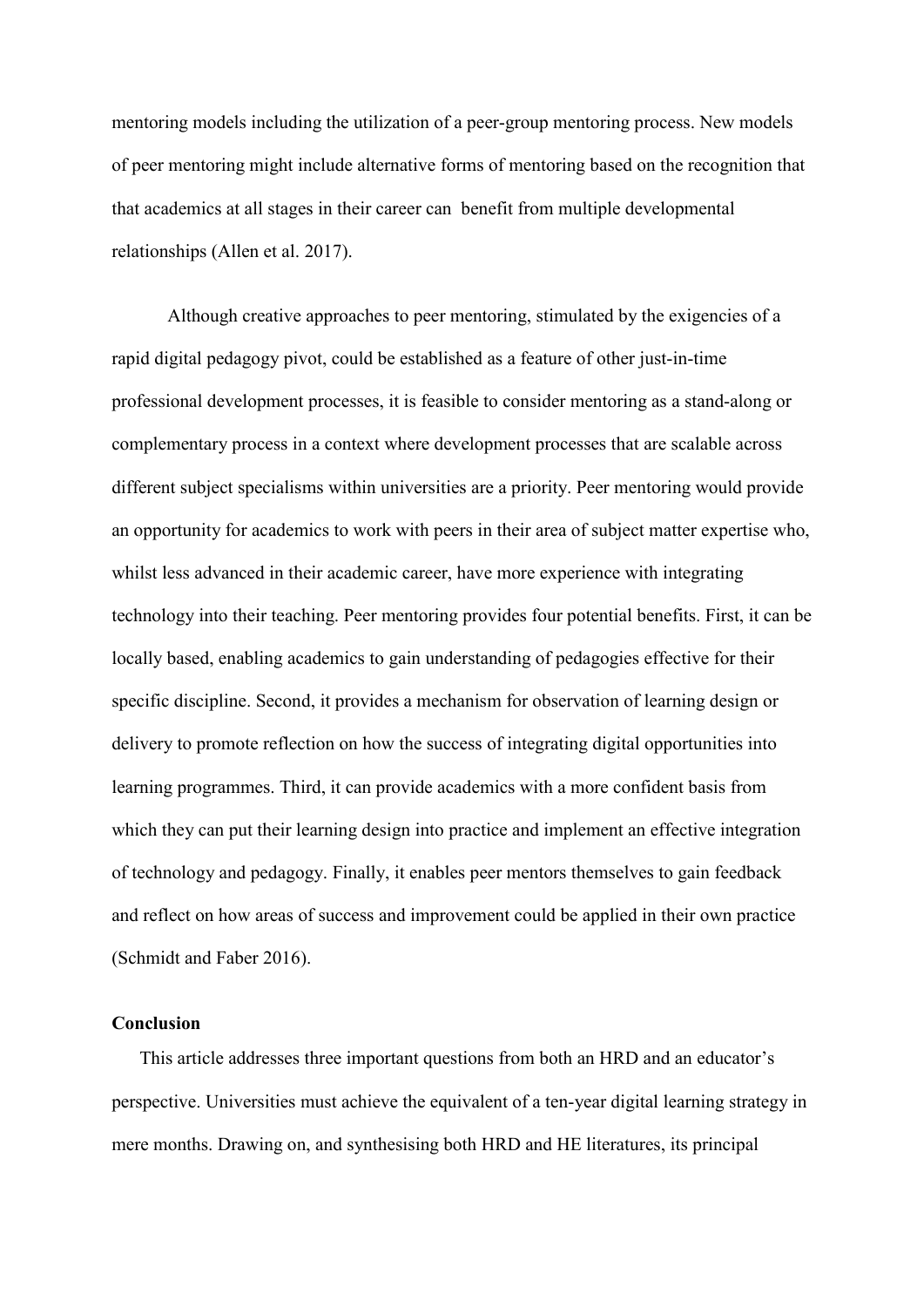mentoring models including the utilization of a peer-group mentoring process. New models of peer mentoring might include alternative forms of mentoring based on the recognition that that academics at all stages in their career can benefit from multiple developmental relationships (Allen et al. 2017).

Although creative approaches to peer mentoring, stimulated by the exigencies of a rapid digital pedagogy pivot, could be established as a feature of other just-in-time professional development processes, it is feasible to consider mentoring as a stand-along or complementary process in a context where development processes that are scalable across different subject specialisms within universities are a priority. Peer mentoring would provide an opportunity for academics to work with peers in their area of subject matter expertise who, whilst less advanced in their academic career, have more experience with integrating technology into their teaching. Peer mentoring provides four potential benefits. First, it can be locally based, enabling academics to gain understanding of pedagogies effective for their specific discipline. Second, it provides a mechanism for observation of learning design or delivery to promote reflection on how the success of integrating digital opportunities into learning programmes. Third, it can provide academics with a more confident basis from which they can put their learning design into practice and implement an effective integration of technology and pedagogy. Finally, it enables peer mentors themselves to gain feedback and reflect on how areas of success and improvement could be applied in their own practice (Schmidt and Faber 2016).

## Conclusion

This article addresses three important questions from both an HRD and an educator's perspective. Universities must achieve the equivalent of a ten-year digital learning strategy in mere months. Drawing on, and synthesising both HRD and HE literatures, its principal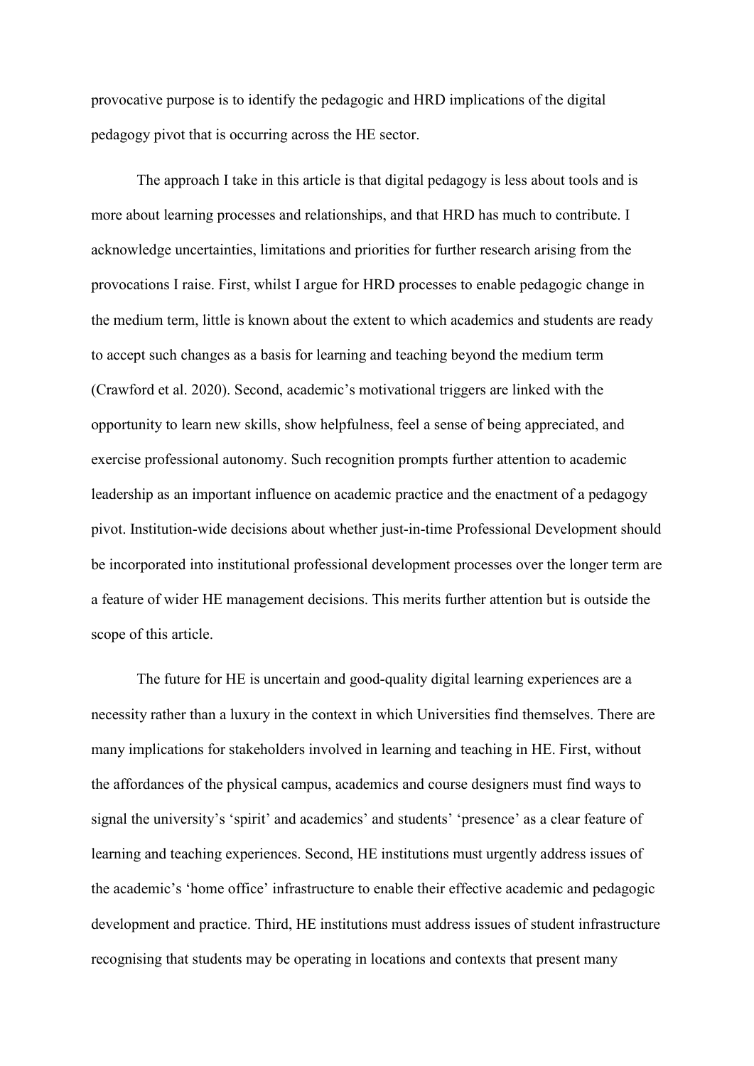provocative purpose is to identify the pedagogic and HRD implications of the digital pedagogy pivot that is occurring across the HE sector.

The approach I take in this article is that digital pedagogy is less about tools and is more about learning processes and relationships, and that HRD has much to contribute. I acknowledge uncertainties, limitations and priorities for further research arising from the provocations I raise. First, whilst I argue for HRD processes to enable pedagogic change in the medium term, little is known about the extent to which academics and students are ready to accept such changes as a basis for learning and teaching beyond the medium term (Crawford et al. 2020). Second, academic's motivational triggers are linked with the opportunity to learn new skills, show helpfulness, feel a sense of being appreciated, and exercise professional autonomy. Such recognition prompts further attention to academic leadership as an important influence on academic practice and the enactment of a pedagogy pivot. Institution-wide decisions about whether just-in-time Professional Development should be incorporated into institutional professional development processes over the longer term are a feature of wider HE management decisions. This merits further attention but is outside the scope of this article.

The future for HE is uncertain and good-quality digital learning experiences are a necessity rather than a luxury in the context in which Universities find themselves. There are many implications for stakeholders involved in learning and teaching in HE. First, without the affordances of the physical campus, academics and course designers must find ways to signal the university's 'spirit' and academics' and students' 'presence' as a clear feature of learning and teaching experiences. Second, HE institutions must urgently address issues of the academic's 'home office' infrastructure to enable their effective academic and pedagogic development and practice. Third, HE institutions must address issues of student infrastructure recognising that students may be operating in locations and contexts that present many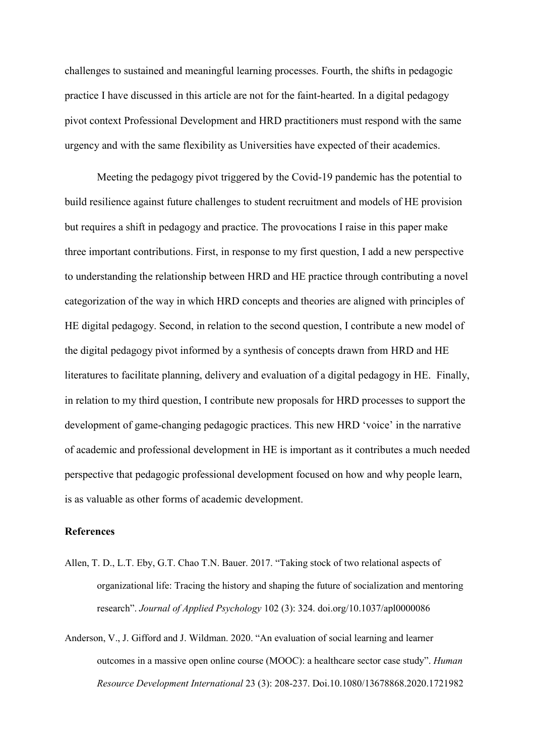challenges to sustained and meaningful learning processes. Fourth, the shifts in pedagogic practice I have discussed in this article are not for the faint-hearted. In a digital pedagogy pivot context Professional Development and HRD practitioners must respond with the same urgency and with the same flexibility as Universities have expected of their academics.

Meeting the pedagogy pivot triggered by the Covid-19 pandemic has the potential to build resilience against future challenges to student recruitment and models of HE provision but requires a shift in pedagogy and practice. The provocations I raise in this paper make three important contributions. First, in response to my first question, I add a new perspective to understanding the relationship between HRD and HE practice through contributing a novel categorization of the way in which HRD concepts and theories are aligned with principles of HE digital pedagogy. Second, in relation to the second question, I contribute a new model of the digital pedagogy pivot informed by a synthesis of concepts drawn from HRD and HE literatures to facilitate planning, delivery and evaluation of a digital pedagogy in HE. Finally, in relation to my third question, I contribute new proposals for HRD processes to support the development of game-changing pedagogic practices. This new HRD 'voice' in the narrative of academic and professional development in HE is important as it contributes a much needed perspective that pedagogic professional development focused on how and why people learn, is as valuable as other forms of academic development.

## References

Allen, T. D., L.T. Eby, G.T. Chao T.N. Bauer. 2017. "Taking stock of two relational aspects of organizational life: Tracing the history and shaping the future of socialization and mentoring research". *Journal of Applied Psychology* 102 (3): 324. doi.org/10.1037/apl0000086

Anderson, V., J. Gifford and J. Wildman. 2020. "An evaluation of social learning and learner outcomes in a massive open online course (MOOC): a healthcare sector case study". *Human Resource Development International* 23 (3): 208-237. Doi.10.1080/13678868.2020.1721982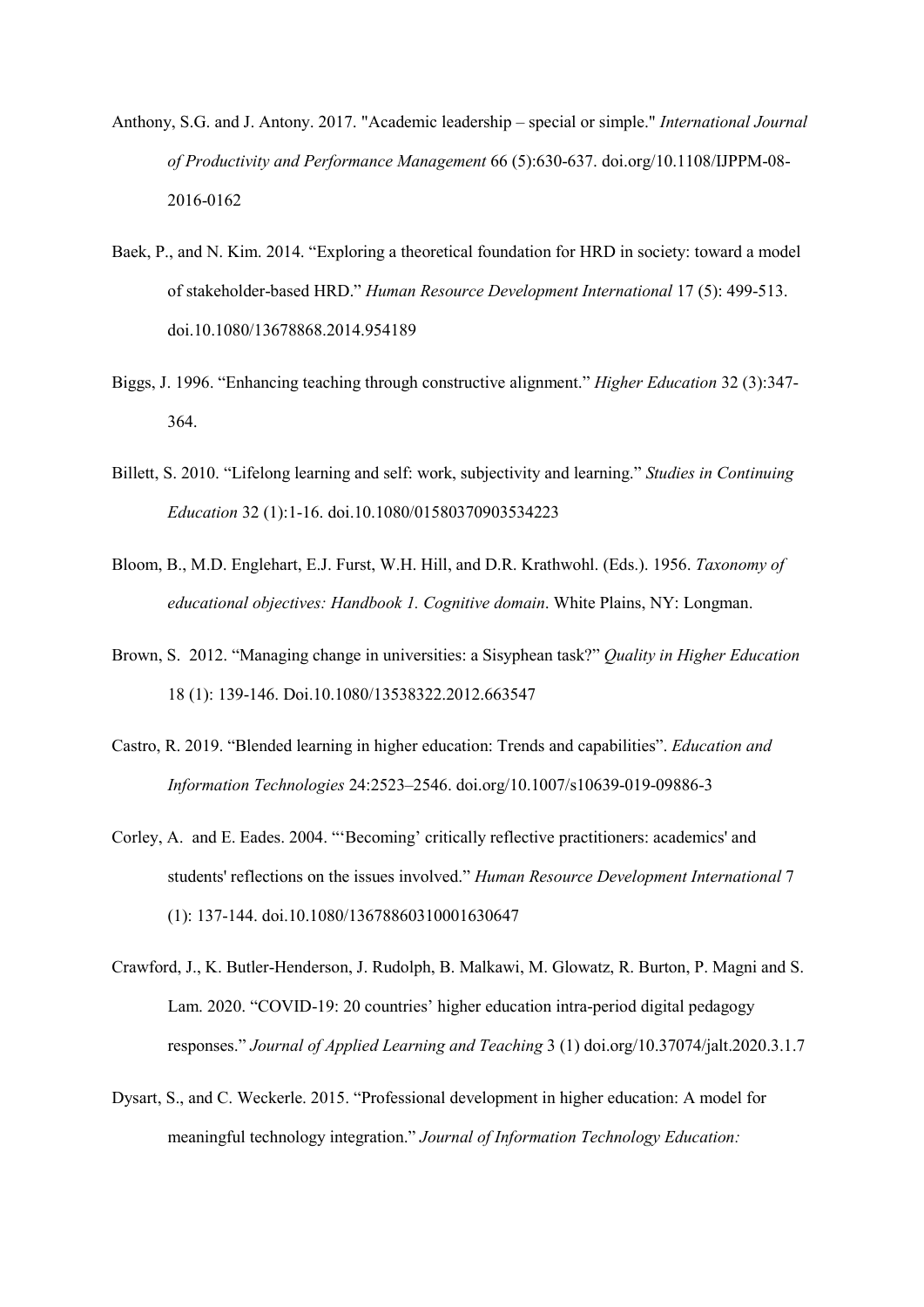Anthony, S.G. and J. Antony. 2017. "Academic leadership – special or simple." *International Journal of Productivity and Performance Management* 66 (5):630-637. doi.org/10.1108/IJPPM-08-2016-0162

Baek, P., and N. Kim. 2014. "Exploring a theoretical foundation for HRD in society: toward a model of stakeholder-based HRD." *Human Resource Development International* 17 (5): 499-513. doi.10.1080/13678868.2014.954189

Biggs, J. 1996. "Enhancing teaching through constructive alignment." *Higher Education* 32 (3):347-364.

Billett, S. 2010. "Lifelong learning and self: work, subjectivity and learning." *Studies in Continuing Education* 32 (1):1-16. doi.10.1080/01580370903534223

Bloom, B., M.D. Englehart, E.J. Furst, W.H. Hill, and D.R. Krathwohl. (Eds.). 1956. *Taxonomy of educational objectives: Handbook 1. Cognitive domain*. White Plains, NY: Longman.

Brown, S. 2012. "Managing change in universities: a Sisyphean task?" *Quality in Higher Education* 18 (1): 139-146. Doi.10.1080/13538322.2012.663547

Castro, R. 2019. "Blended learning in higher education: Trends and capabilities". *Education and Information Technologies* 24:2523–2546. doi.org/10.1007/s10639-019-09886-3

Corley, A. and E. Eades. 2004. "'Becoming' critically reflective practitioners: academics' and students' reflections on the issues involved." *Human Resource Development International* 7 (1): 137-144. doi.10.1080/13678860310001630647

Crawford, J., K. Butler-Henderson, J. Rudolph, B. Malkawi, M. Glowatz, R. Burton, P. Magni and S. Lam. 2020. "COVID-19: 20 countries' higher education intra-period digital pedagogy responses." *Journal of Applied Learning and Teaching* 3 (1) doi.org/10.37074/jalt.2020.3.1.7

Dysart, S., and C. Weckerle. 2015. "Professional development in higher education: A model for meaningful technology integration." *Journal of Information Technology Education:*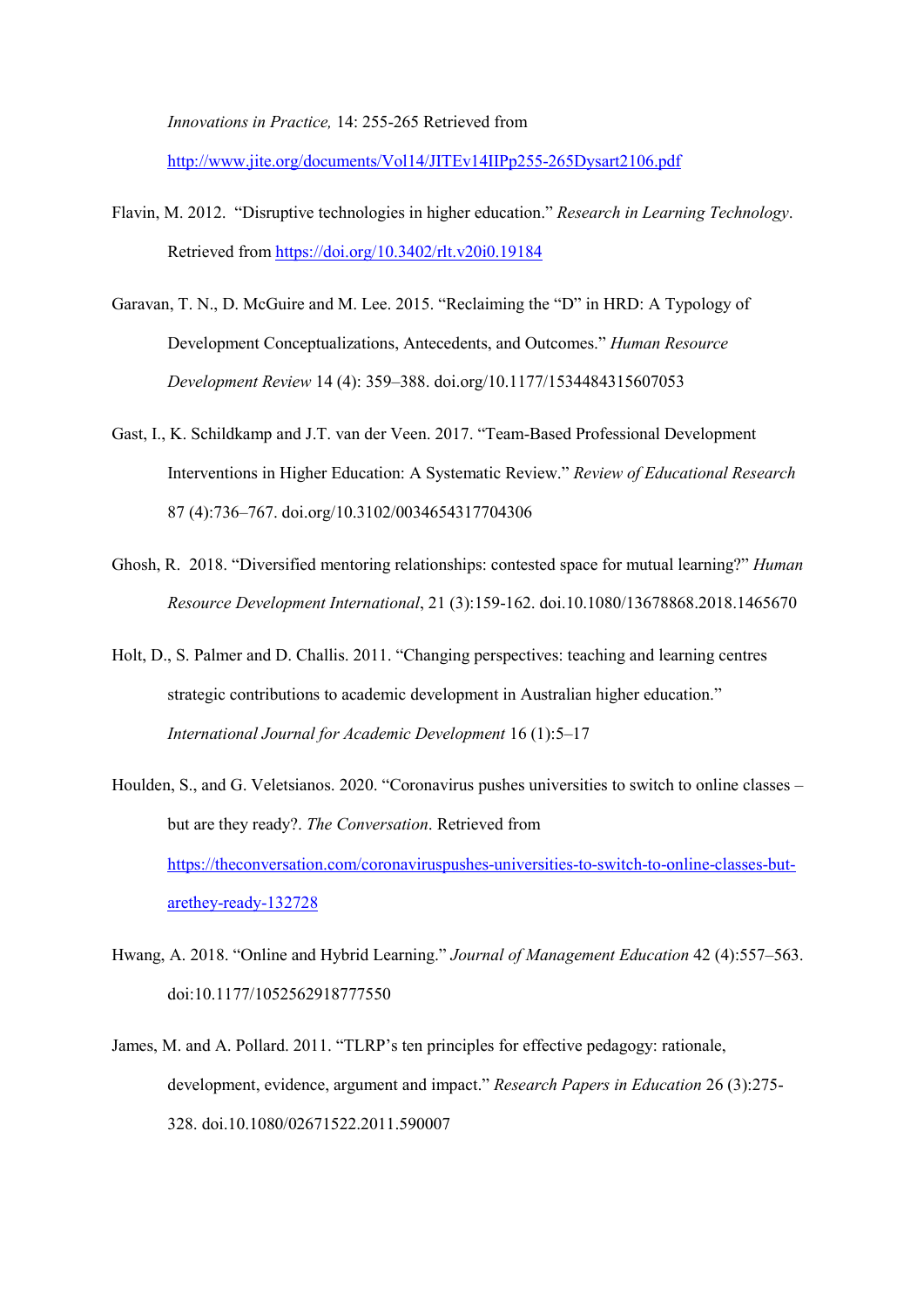*Innovations in Practice,* 14: 255-265 Retrieved from http://www.jite.org/documents/Vol14/JITEv14IIPp255-265Dysart2106.pdf

Flavin, M. 2012. "Disruptive technologies in higher education." *Research in Learning Technology*. Retrieved from https://doi.org/10.3402/rlt.v20i0.19184

Garavan, T. N., D. McGuire and M. Lee. 2015. "Reclaiming the "D" in HRD: A Typology of Development Conceptualizations, Antecedents, and Outcomes." *Human Resource Development Review* 14 (4): 359–388. doi.org/10.1177/1534484315607053

Gast, I., K. Schildkamp and J.T. van der Veen. 2017. "Team-Based Professional Development Interventions in Higher Education: A Systematic Review." *Review of Educational Research* 87 (4):736–767. doi.org/10.3102/0034654317704306

Ghosh, R. 2018. "Diversified mentoring relationships: contested space for mutual learning?" *Human Resource Development International*, 21 (3):159-162. doi.10.1080/13678868.2018.1465670

Holt, D., S. Palmer and D. Challis. 2011. "Changing perspectives: teaching and learning centres strategic contributions to academic development in Australian higher education." *International Journal for Academic Development* 16 (1):5–17

Houlden, S., and G. Veletsianos. 2020. "Coronavirus pushes universities to switch to online classes – but are they ready?. *The Conversation*. Retrieved from https://theconversation.com/coronaviruspushes-universities-to-switch-to-online-classes-but-arethey-ready-132728

Hwang, A. 2018. "Online and Hybrid Learning." *Journal of Management Education* 42 (4):557–563. doi:10.1177/1052562918777550

James, M. and A. Pollard. 2011. "TLRP's ten principles for effective pedagogy: rationale, development, evidence, argument and impact." *Research Papers in Education* 26 (3):275-328. doi.10.1080/02671522.2011.590007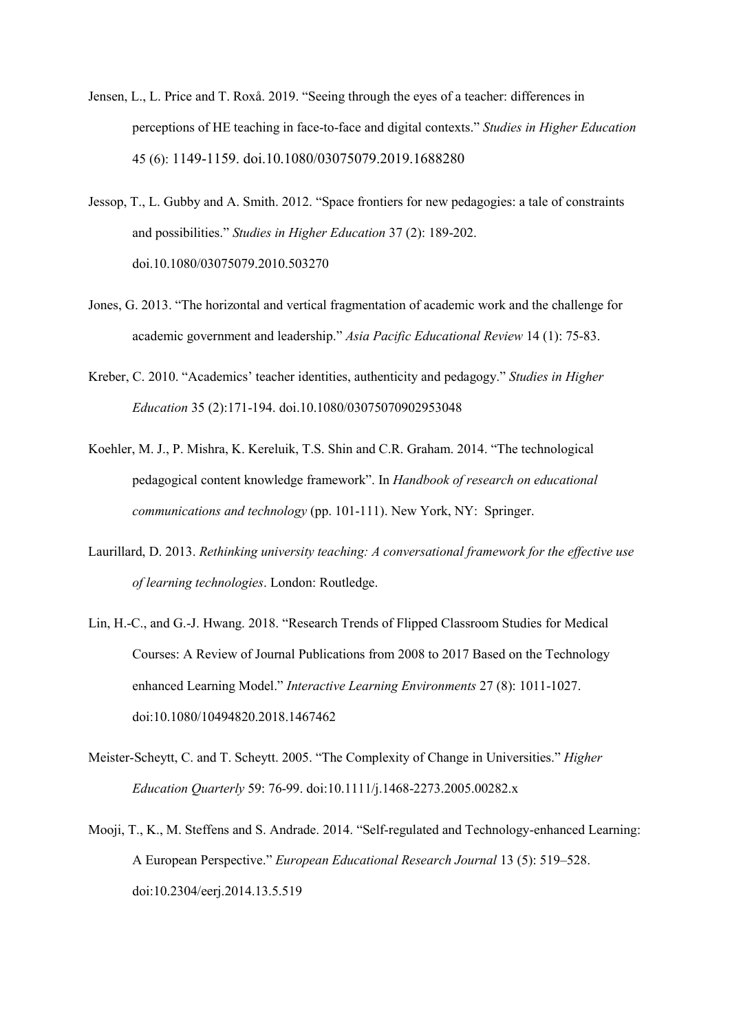Jensen, L., L. Price and T. Roxå. 2019. "Seeing through the eyes of a teacher: differences in perceptions of HE teaching in face-to-face and digital contexts." *Studies in Higher Education* 45 (6): 1149-1159. doi.10.1080/03075079.2019.1688280

Jessop, T., L. Gubby and A. Smith. 2012. "Space frontiers for new pedagogies: a tale of constraints and possibilities." *Studies in Higher Education* 37 (2): 189-202. doi.10.1080/03075079.2010.503270

Jones, G. 2013. "The horizontal and vertical fragmentation of academic work and the challenge for academic government and leadership." *Asia Pacific Educational Review* 14 (1): 75-83.

Kreber, C. 2010. "Academics' teacher identities, authenticity and pedagogy." *Studies in Higher Education* 35 (2):171-194. doi.10.1080/03075070902953048

Koehler, M. J., P. Mishra, K. Kereluik, T.S. Shin and C.R. Graham. 2014. "The technological pedagogical content knowledge framework". In *Handbook of research on educational communications and technology* (pp. 101-111). New York, NY: Springer.

Laurillard, D. 2013. *Rethinking university teaching: A conversational framework for the effective use of learning technologies*. London: Routledge.

Lin, H.-C., and G.-J. Hwang. 2018. "Research Trends of Flipped Classroom Studies for Medical Courses: A Review of Journal Publications from 2008 to 2017 Based on the Technology enhanced Learning Model." *Interactive Learning Environments* 27 (8): 1011-1027. doi:10.1080/10494820.2018.1467462

Meister-Scheytt, C. and T. Scheytt. 2005. "The Complexity of Change in Universities." *Higher Education Quarterly* 59: 76-99. doi:10.1111/j.1468-2273.2005.00282.x

Mooji, T., K., M. Steffens and S. Andrade. 2014. "Self-regulated and Technology-enhanced Learning: A European Perspective." *European Educational Research Journal* 13 (5): 519–528. doi:10.2304/eerj.2014.13.5.519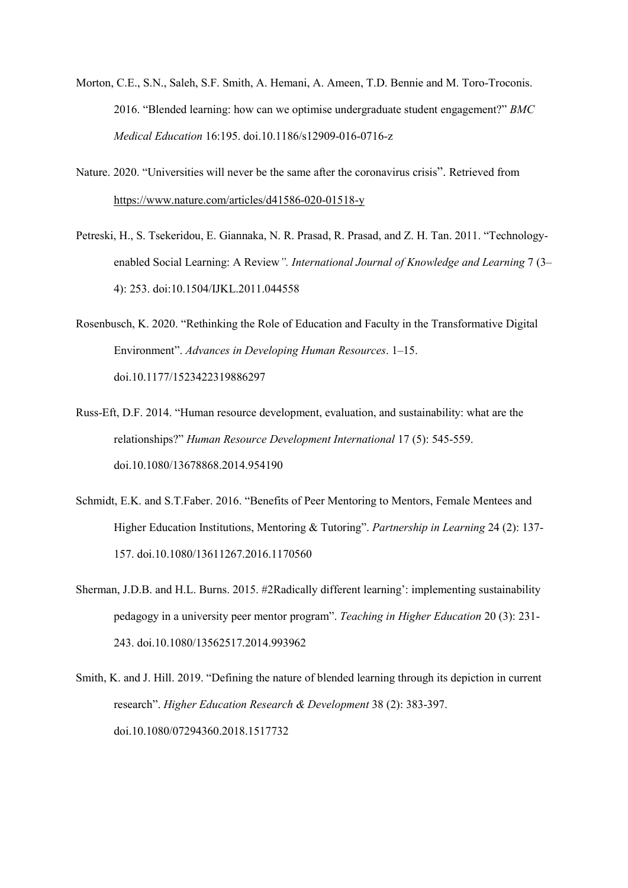Morton, C.E., S.N., Saleh, S.F. Smith, A. Hemani, A. Ameen, T.D. Bennie and M. Toro-Troconis. 2016. "Blended learning: how can we optimise undergraduate student engagement?" *BMC Medical Education* 16:195. doi.10.1186/s12909-016-0716-z

Nature. 2020. "Universities will never be the same after the coronavirus crisis". Retrieved from https://www.nature.com/articles/d41586-020-01518-y

Petreski, H., S. Tsekeridou, E. Giannaka, N. R. Prasad, R. Prasad, and Z. H. Tan. 2011. "Technology-enabled Social Learning: A Review*". International Journal of Knowledge and Learning* 7 (3–4): 253. doi:10.1504/IJKL.2011.044558

Rosenbusch, K. 2020. "Rethinking the Role of Education and Faculty in the Transformative Digital Environment". *Advances in Developing Human Resources*. 1–15. doi.10.1177/1523422319886297

Russ-Eft, D.F. 2014. "Human resource development, evaluation, and sustainability: what are the relationships?" *Human Resource Development International* 17 (5): 545-559. doi.10.1080/13678868.2014.954190

Schmidt, E.K. and S.T.Faber. 2016. "Benefits of Peer Mentoring to Mentors, Female Mentees and Higher Education Institutions, Mentoring & Tutoring". *Partnership in Learning* 24 (2): 137-157. doi.10.1080/13611267.2016.1170560

Sherman, J.D.B. and H.L. Burns. 2015. #2Radically different learning': implementing sustainability pedagogy in a university peer mentor program". *Teaching in Higher Education* 20 (3): 231-243. doi.10.1080/13562517.2014.993962

Smith, K. and J. Hill. 2019. "Defining the nature of blended learning through its depiction in current research". *Higher Education Research & Development* 38 (2): 383-397. doi.10.1080/07294360.2018.1517732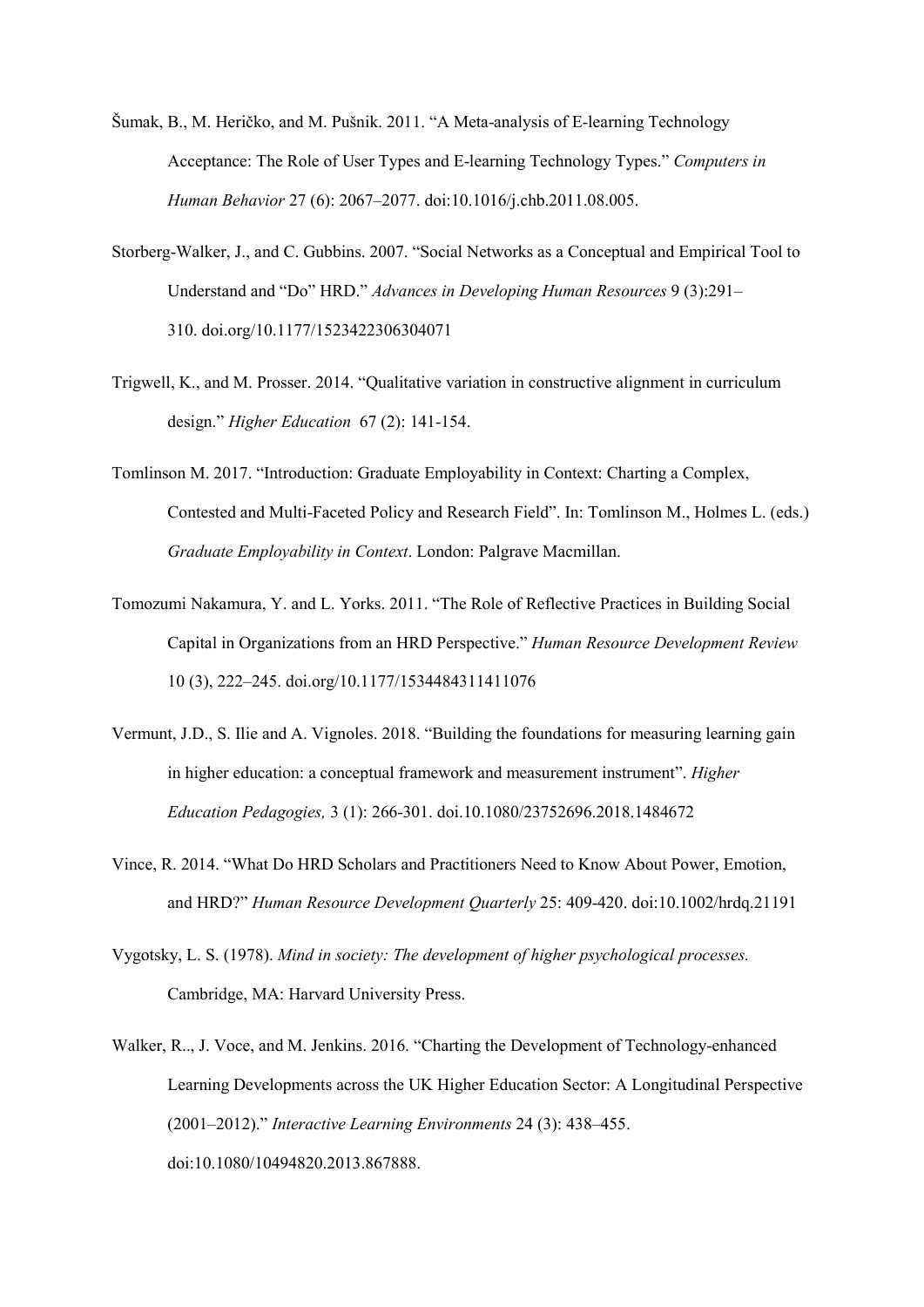Šumak, B., M. Heričko, and M. Pušnik. 2011. "A Meta-analysis of E-learning Technology Acceptance: The Role of User Types and E-learning Technology Types." *Computers in Human Behavior* 27 (6): 2067–2077. doi:10.1016/j.chb.2011.08.005.

Storberg-Walker, J., and C. Gubbins. 2007. "Social Networks as a Conceptual and Empirical Tool to Understand and "Do" HRD." *Advances in Developing Human Resources* 9 (3):291–310. doi.org/10.1177/1523422306304071

Trigwell, K., and M. Prosser. 2014. "Qualitative variation in constructive alignment in curriculum design." *Higher Education* 67 (2): 141-154.

Tomlinson M. 2017. "Introduction: Graduate Employability in Context: Charting a Complex, Contested and Multi-Faceted Policy and Research Field". In: Tomlinson M., Holmes L. (eds.) *Graduate Employability in Context*. London: Palgrave Macmillan.

Tomozumi Nakamura, Y. and L. Yorks. 2011. "The Role of Reflective Practices in Building Social Capital in Organizations from an HRD Perspective." *Human Resource Development Review* 10 (3), 222–245. doi.org/10.1177/1534484311411076

Vermunt, J.D., S. Ilie and A. Vignoles. 2018. "Building the foundations for measuring learning gain in higher education: a conceptual framework and measurement instrument". *Higher Education Pedagogies,* 3 (1): 266-301. doi.10.1080/23752696.2018.1484672

Vince, R. 2014. "What Do HRD Scholars and Practitioners Need to Know About Power, Emotion, and HRD?" *Human Resource Development Quarterly* 25: 409-420. doi:10.1002/hrdq.21191

Vygotsky, L. S. (1978). *Mind in society: The development of higher psychological processes.* Cambridge, MA: Harvard University Press.

Walker, R.., J. Voce, and M. Jenkins. 2016. "Charting the Development of Technology-enhanced Learning Developments across the UK Higher Education Sector: A Longitudinal Perspective (2001–2012)." *Interactive Learning Environments* 24 (3): 438–455. doi:10.1080/10494820.2013.867888.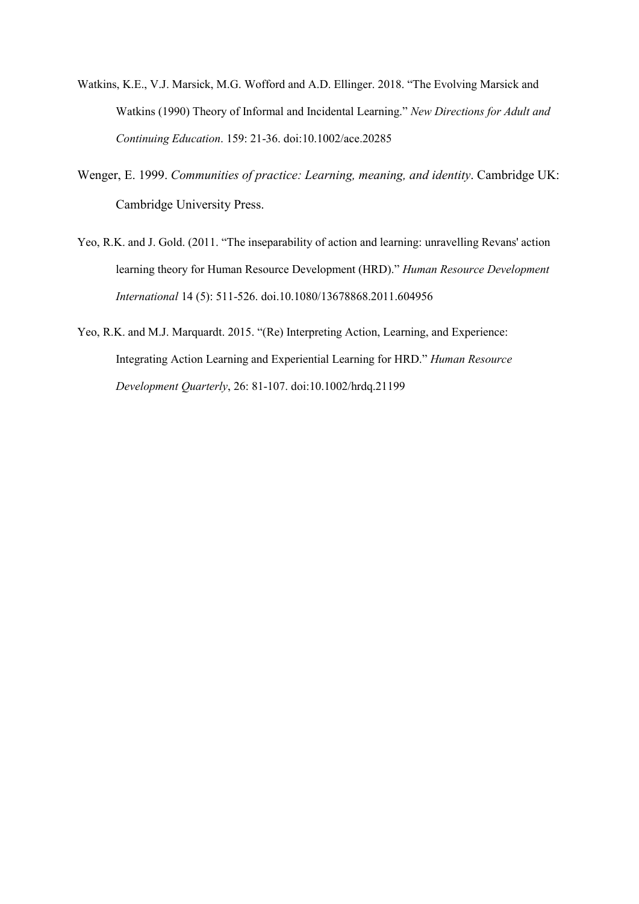Watkins, K.E., V.J. Marsick, M.G. Wofford and A.D. Ellinger. 2018. "The Evolving Marsick and Watkins (1990) Theory of Informal and Incidental Learning." *New Directions for Adult and Continuing Education*. 159: 21-36. doi:10.1002/ace.20285

Wenger, E. 1999. *Communities of practice: Learning, meaning, and identity*. Cambridge UK: Cambridge University Press.

Yeo, R.K. and J. Gold. (2011. "The inseparability of action and learning: unravelling Revans' action learning theory for Human Resource Development (HRD)." *Human Resource Development International* 14 (5): 511-526. doi.10.1080/13678868.2011.604956

Yeo, R.K. and M.J. Marquardt. 2015. "(Re) Interpreting Action, Learning, and Experience: Integrating Action Learning and Experiential Learning for HRD." *Human Resource Development Quarterly*, 26: 81-107. doi:10.1002/hrdq.21199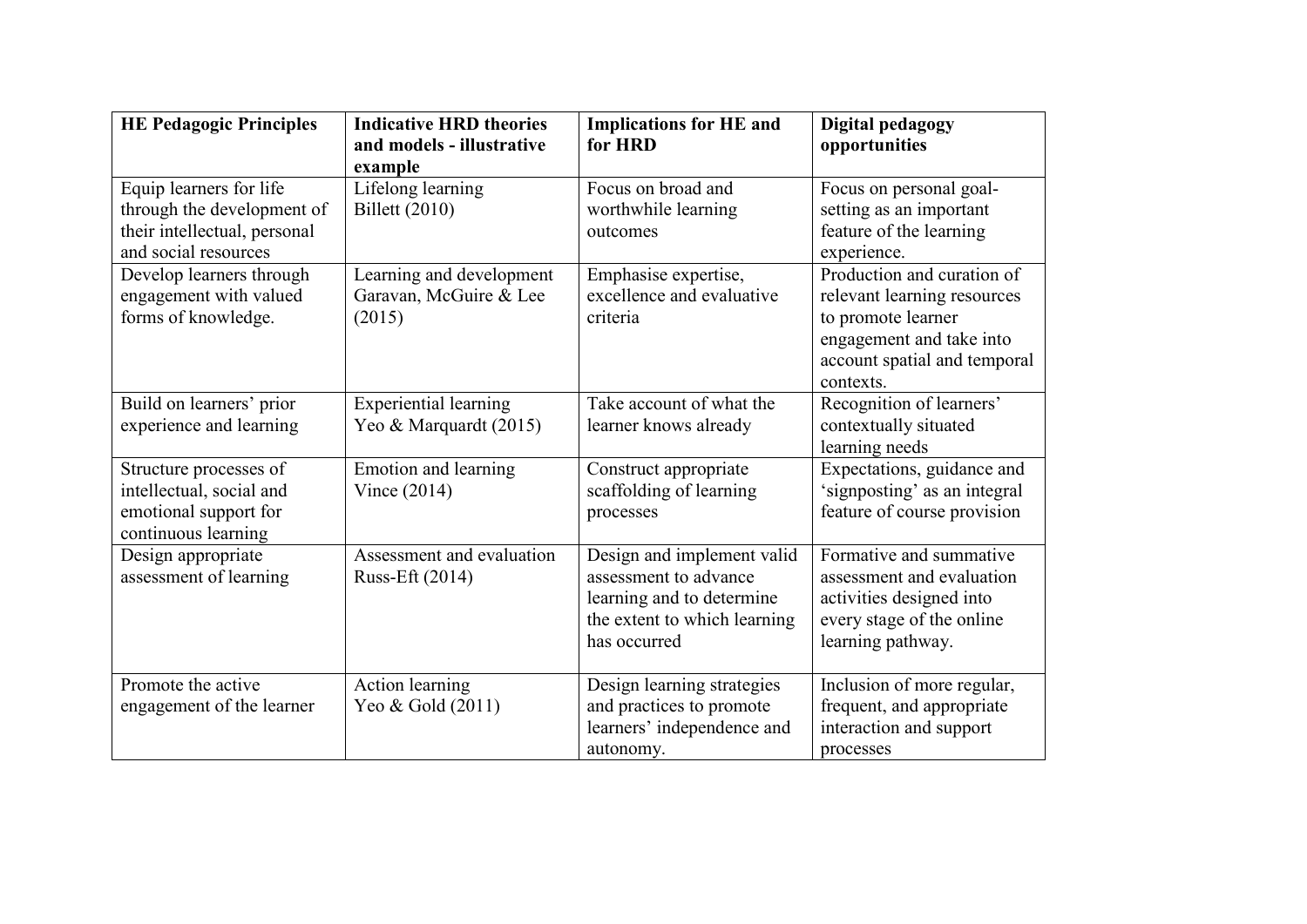| HE Pedagogic Principles | Indicative HRD theories and models - illustrative example | Implications for HE and for HRD | Digital pedagogy opportunities |
|---|---|---|---|
| Equip learners for life through the development of their intellectual, personal and social resources | Lifelong learning Billett (2010) | Focus on broad and worthwhile learning outcomes | Focus on personal goal-setting as an important feature of the learning experience. |
| Develop learners through engagement with valued forms of knowledge. | Learning and development Garavan, McGuire & Lee (2015) | Emphasise expertise, excellence and evaluative criteria | Production and curation of relevant learning resources to promote learner engagement and take into account spatial and temporal contexts. |
| Build on learners' prior experience and learning | Experiential learning Yeo & Marquardt (2015) | Take account of what the learner knows already | Recognition of learners' contextually situated learning needs |
| Structure processes of intellectual, social and emotional support for continuous learning | Emotion and learning Vince (2014) | Construct appropriate scaffolding of learning processes | Expectations, guidance and 'signposting' as an integral feature of course provision |
| Design appropriate assessment of learning | Assessment and evaluation Russ-Eft (2014) | Design and implement valid assessment to advance learning and to determine the extent to which learning has occurred | Formative and summative assessment and evaluation activities designed into every stage of the online learning pathway. |
| Promote the active engagement of the learner | Action learning Yeo & Gold (2011) | Design learning strategies and practices to promote learners' independence and autonomy. | Inclusion of more regular, frequent, and appropriate interaction and support processes |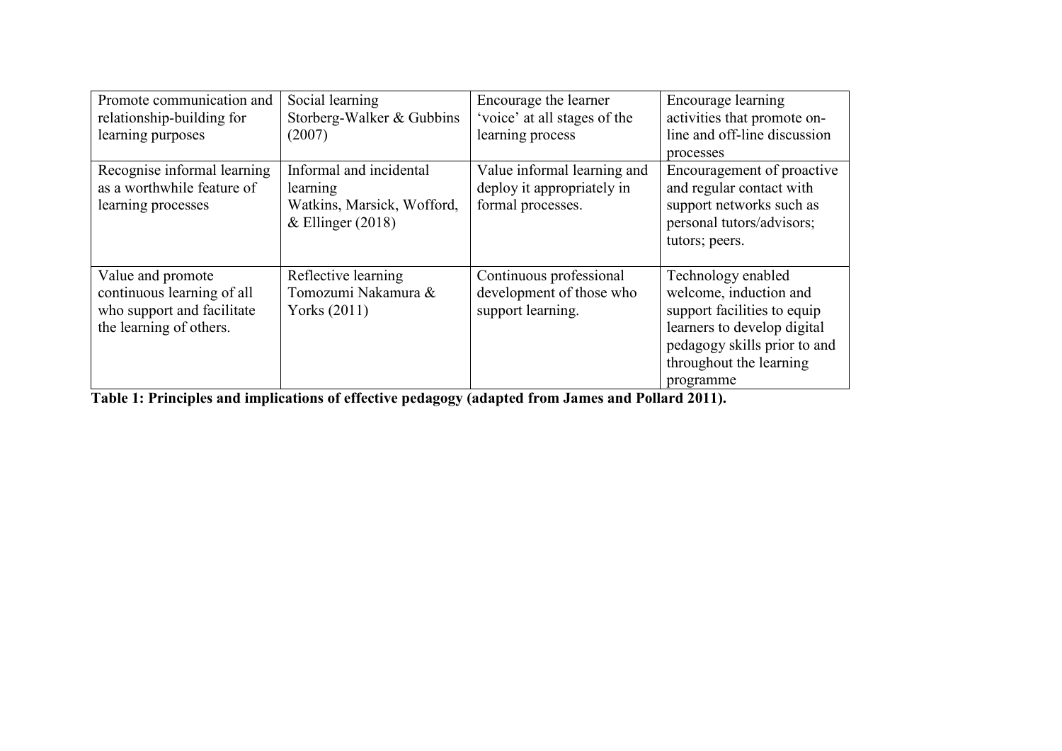| Promote communication and relationship-building for learning purposes | Social learning Storberg-Walker & Gubbins (2007) | Encourage the learner 'voice' at all stages of the learning process | Encourage learning activities that promote on-line and off-line discussion processes |
|---|---|---|---|
| Recognise informal learning as a worthwhile feature of learning processes | Informal and incidental learning Watkins, Marsick, Wofford, & Ellinger (2018) | Value informal learning and deploy it appropriately in formal processes. | Encouragement of proactive and regular contact with support networks such as personal tutors/advisors; tutors; peers. |
| Value and promote continuous learning of all who support and facilitate the learning of others. | Reflective learning Tomozumi Nakamura & Yorks (2011) | Continuous professional development of those who support learning. | Technology enabled welcome, induction and support facilities to equip learners to develop digital pedagogy skills prior to and throughout the learning programme |

**Table 1: Principles and implications of effective pedagogy (adapted from James and Pollard 2011).**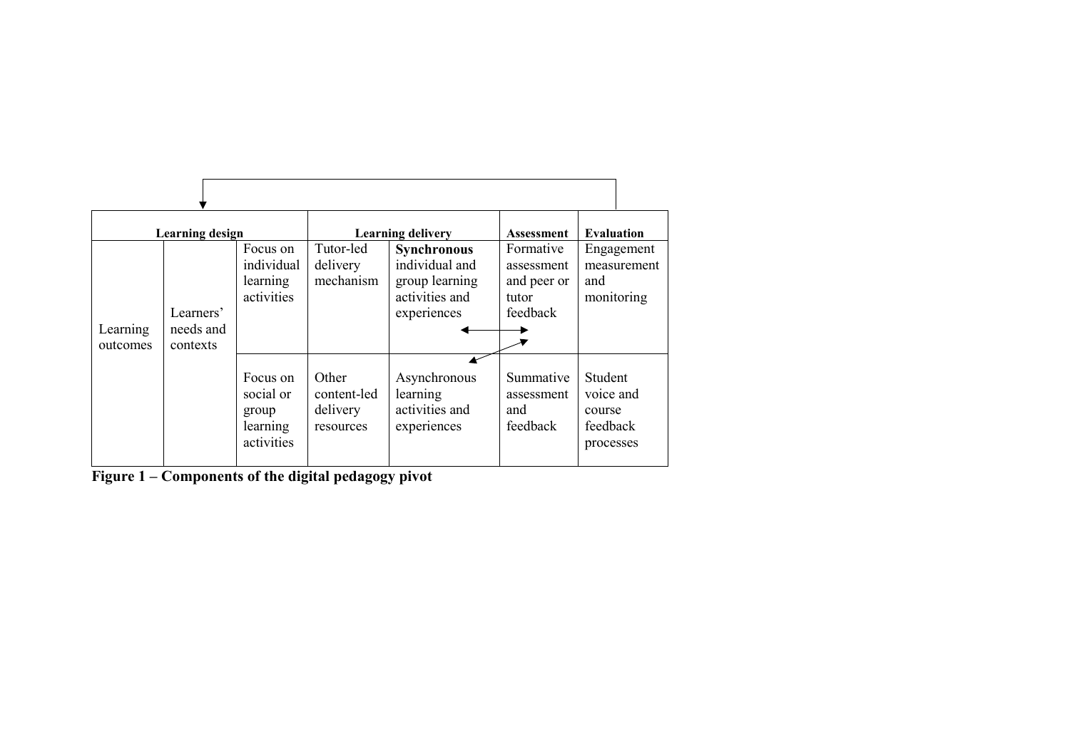| Learning design | | | Learning delivery | | Assessment | Evaluation |
|---|---|---|---|---|---|---|
| Learning outcomes | Learners' needs and contexts | Focus on individual learning activities | Tutor-led delivery mechanism | **Synchronous** individual and group learning activities and experiences | Formative assessment and peer or tutor feedback | Engagement measurement and monitoring |
| | | Focus on social or group learning activities | Other content-led delivery resources | Asynchronous learning activities and experiences | Summative assessment and feedback | Student voice and course feedback processes |

**Figure 1 – Components of the digital pedagogy pivot**